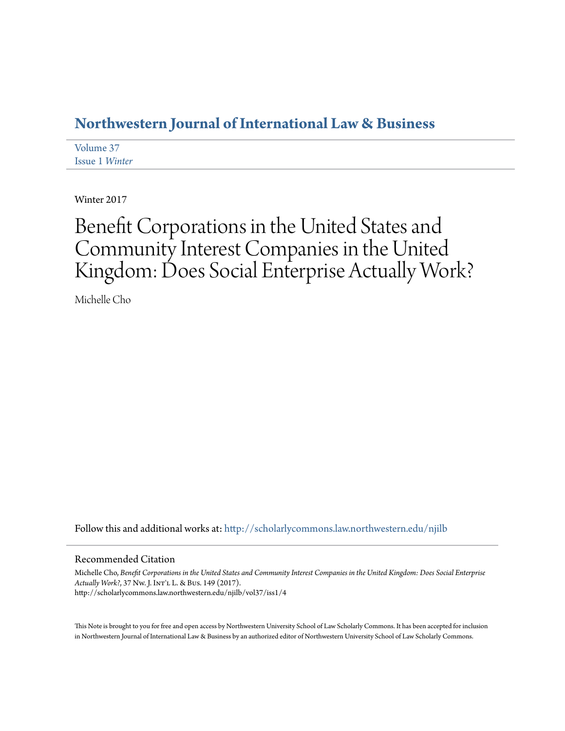# Northwestern Journal of International Law & Business

Volume 37
Issue 1 *Winter*

Winter 2017

# Benefit Corporations in the United States and Community Interest Companies in the United Kingdom: Does Social Enterprise Actually Work?

Michelle Cho

Follow this and additional works at: http://scholarlycommons.law.northwestern.edu/njilb

## Recommended Citation

Michelle Cho, *Benefit Corporations in the United States and Community Interest Companies in the United Kingdom: Does Social Enterprise Actually Work?*, 37 Nw. J. Int'l L. & Bus. 149 (2017).
http://scholarlycommons.law.northwestern.edu/njilb/vol37/iss1/4

This Note is brought to you for free and open access by Northwestern University School of Law Scholarly Commons. It has been accepted for inclusion in Northwestern Journal of International Law & Business by an authorized editor of Northwestern University School of Law Scholarly Commons.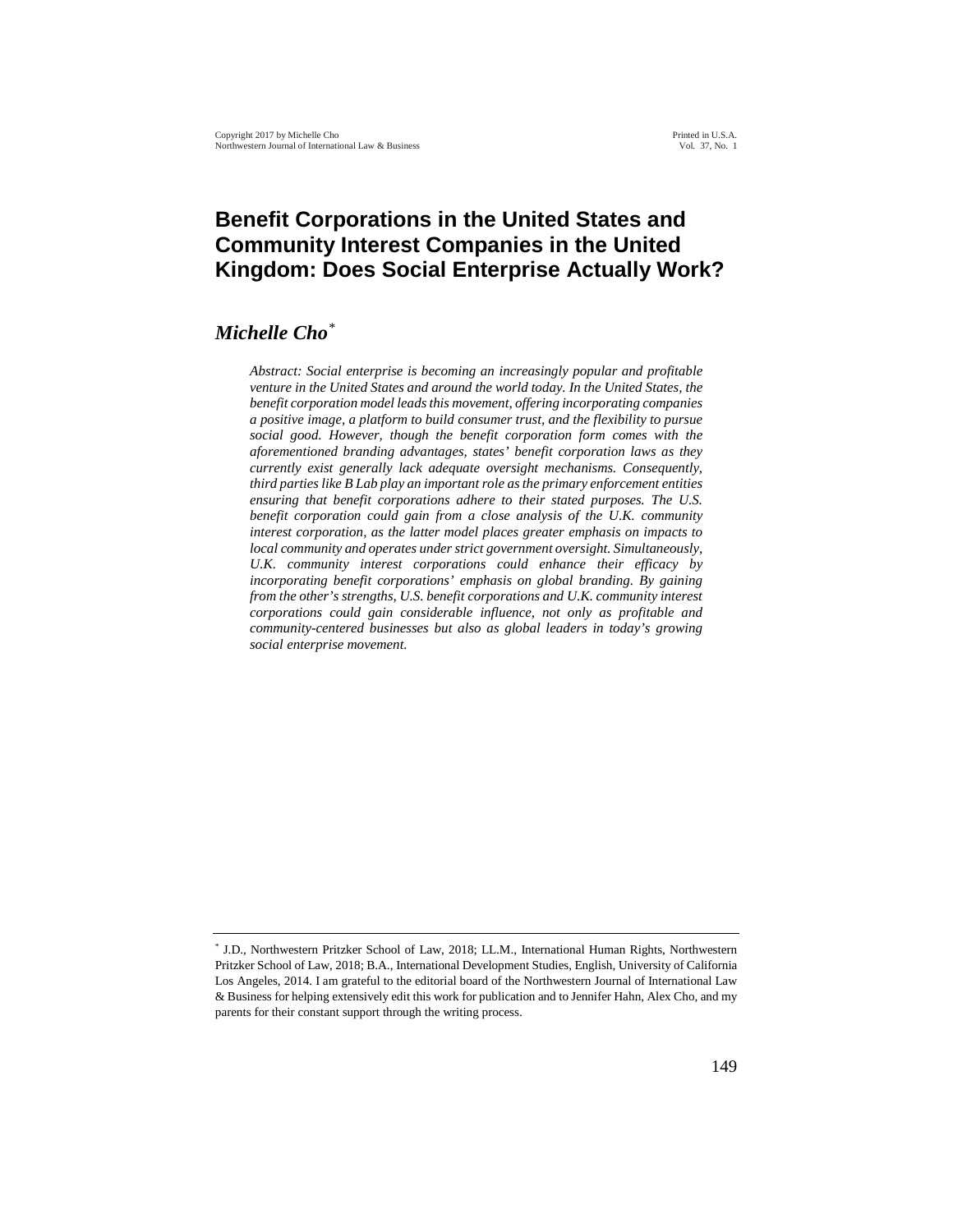# Benefit Corporations in the United States and Community Interest Companies in the United Kingdom: Does Social Enterprise Actually Work?

## *Michelle Cho*[*]

*Abstract: Social enterprise is becoming an increasingly popular and profitable venture in the United States and around the world today. In the United States, the benefit corporation model leads this movement, offering incorporating companies a positive image, a platform to build consumer trust, and the flexibility to pursue social good. However, though the benefit corporation form comes with the aforementioned branding advantages, states' benefit corporation laws as they currently exist generally lack adequate oversight mechanisms. Consequently, third parties like B Lab play an important role as the primary enforcement entities ensuring that benefit corporations adhere to their stated purposes. The U.S. benefit corporation could gain from a close analysis of the U.K. community interest corporation, as the latter model places greater emphasis on impacts to local community and operates under strict government oversight. Simultaneously, U.K. community interest corporations could enhance their efficacy by incorporating benefit corporations' emphasis on global branding. By gaining from the other's strengths, U.S. benefit corporations and U.K. community interest corporations could gain considerable influence, not only as profitable and community-centered businesses but also as global leaders in today's growing social enterprise movement.*

---

[*] J.D., Northwestern Pritzker School of Law, 2018; LL.M., International Human Rights, Northwestern Pritzker School of Law, 2018; B.A., International Development Studies, English, University of California Los Angeles, 2014. I am grateful to the editorial board of the Northwestern Journal of International Law & Business for helping extensively edit this work for publication and to Jennifer Hahn, Alex Cho, and my parents for their constant support through the writing process.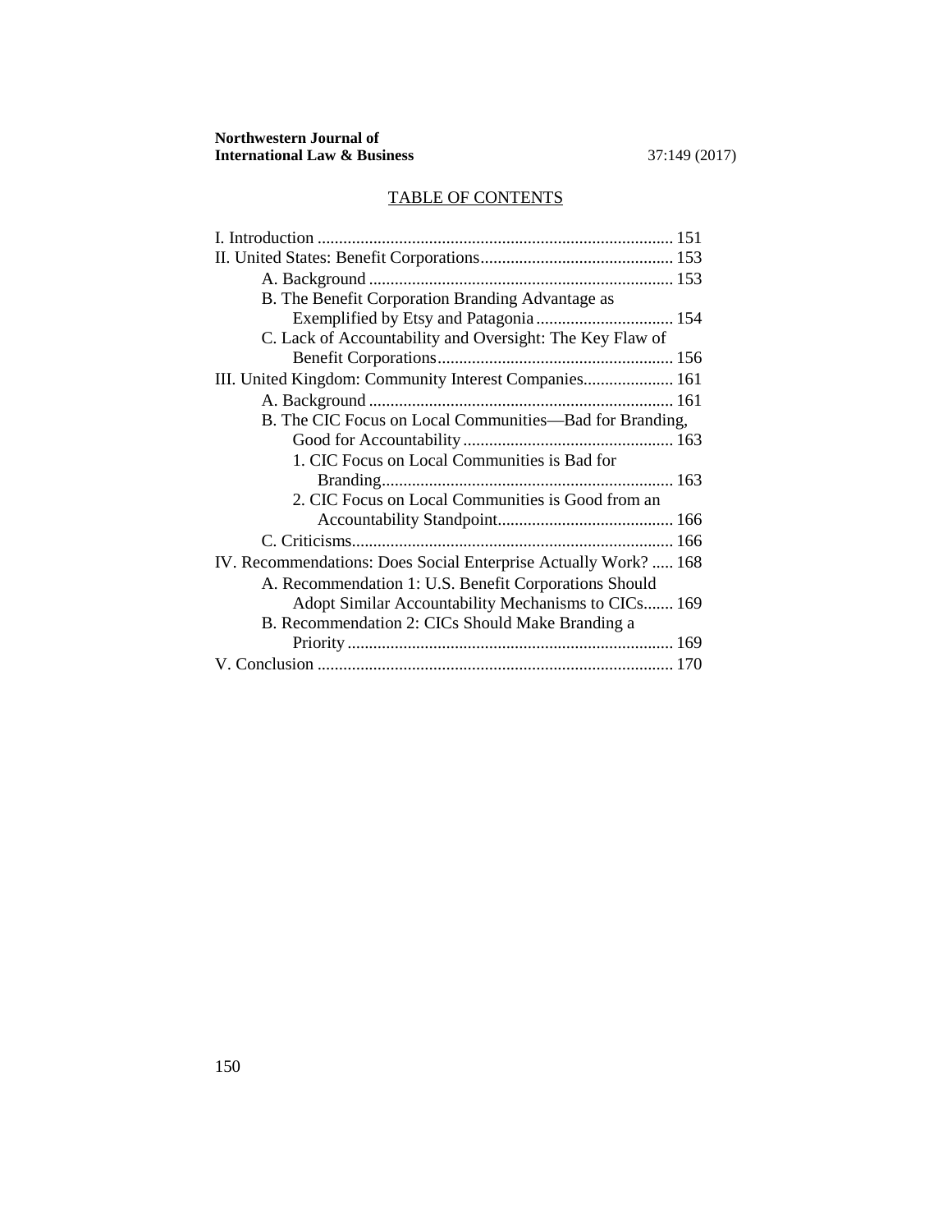## TABLE OF CONTENTS

I. Introduction .................................................................................. 151

II. United States: Benefit Corporations............................................ 153

- A. Background ...................................................................... 153
- B. The Benefit Corporation Branding Advantage as Exemplified by Etsy and Patagonia ................................ 154
- C. Lack of Accountability and Oversight: The Key Flaw of Benefit Corporations...................................................... 156

III. United Kingdom: Community Interest Companies..................... 161

- A. Background ...................................................................... 161
- B. The CIC Focus on Local Communities—Bad for Branding, Good for Accountability................................................ 163
  - 1. CIC Focus on Local Communities is Bad for Branding................................................................... 163
  - 2. CIC Focus on Local Communities is Good from an Accountability Standpoint......................................... 166
- C. Criticisms.......................................................................... 166

IV. Recommendations: Does Social Enterprise Actually Work? ..... 168

- A. Recommendation 1: U.S. Benefit Corporations Should Adopt Similar Accountability Mechanisms to CICs....... 169
- B. Recommendation 2: CICs Should Make Branding a Priority ........................................................................... 169

V. Conclusion .................................................................................. 170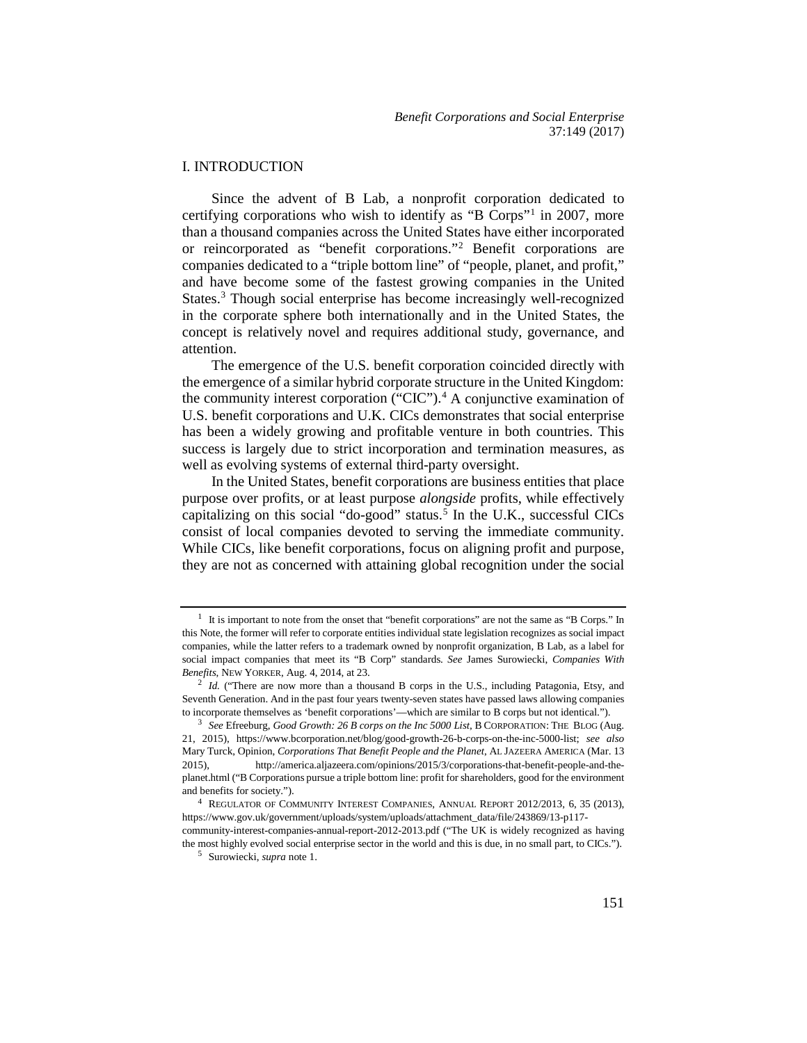## I. INTRODUCTION

Since the advent of B Lab, a nonprofit corporation dedicated to certifying corporations who wish to identify as "B Corps"[1] in 2007, more than a thousand companies across the United States have either incorporated or reincorporated as "benefit corporations."[2] Benefit corporations are companies dedicated to a "triple bottom line" of "people, planet, and profit," and have become some of the fastest growing companies in the United States.[3] Though social enterprise has become increasingly well-recognized in the corporate sphere both internationally and in the United States, the concept is relatively novel and requires additional study, governance, and attention.

The emergence of the U.S. benefit corporation coincided directly with the emergence of a similar hybrid corporate structure in the United Kingdom: the community interest corporation ("CIC").[4] A conjunctive examination of U.S. benefit corporations and U.K. CICs demonstrates that social enterprise has been a widely growing and profitable venture in both countries. This success is largely due to strict incorporation and termination measures, as well as evolving systems of external third-party oversight.

In the United States, benefit corporations are business entities that place purpose over profits, or at least purpose *alongside* profits, while effectively capitalizing on this social "do-good" status.[5] In the U.K., successful CICs consist of local companies devoted to serving the immediate community. While CICs, like benefit corporations, focus on aligning profit and purpose, they are not as concerned with attaining global recognition under the social

---

[1] It is important to note from the onset that "benefit corporations" are not the same as "B Corps." In this Note, the former will refer to corporate entities individual state legislation recognizes as social impact companies, while the latter refers to a trademark owned by nonprofit organization, B Lab, as a label for social impact companies that meet its "B Corp" standards. *See* James Surowiecki, *Companies With Benefits*, NEW YORKER, Aug. 4, 2014, at 23.

[2] *Id.* ("There are now more than a thousand B corps in the U.S., including Patagonia, Etsy, and Seventh Generation. And in the past four years twenty-seven states have passed laws allowing companies to incorporate themselves as 'benefit corporations'—which are similar to B corps but not identical.").

[3] *See* Efreeburg, *Good Growth: 26 B corps on the Inc 5000 List*, B CORPORATION: THE BLOG (Aug. 21, 2015), https://www.bcorporation.net/blog/good-growth-26-b-corps-on-the-inc-5000-list; *see also* Mary Turck, Opinion, *Corporations That Benefit People and the Planet*, AL JAZEERA AMERICA (Mar. 13 2015), http://america.aljazeera.com/opinions/2015/3/corporations-that-benefit-people-and-the-planet.html ("B Corporations pursue a triple bottom line: profit for shareholders, good for the environment and benefits for society.").

[4] REGULATOR OF COMMUNITY INTEREST COMPANIES, ANNUAL REPORT 2012/2013, 6, 35 (2013), https://www.gov.uk/government/uploads/system/uploads/attachment_data/file/243869/13-p117-community-interest-companies-annual-report-2012-2013.pdf ("The UK is widely recognized as having the most highly evolved social enterprise sector in the world and this is due, in no small part, to CICs.").

[5] Surowiecki, *supra* note 1.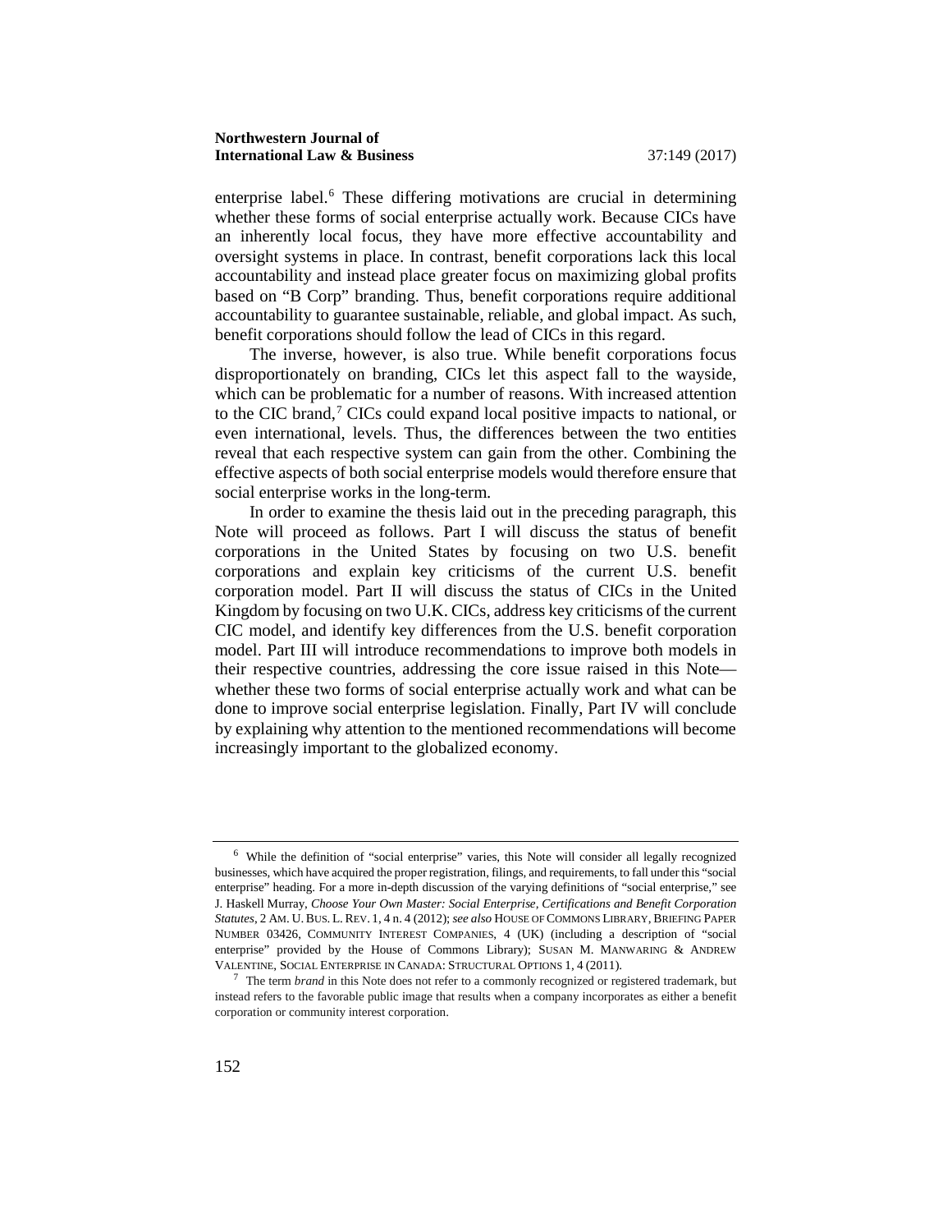enterprise label.[6] These differing motivations are crucial in determining whether these forms of social enterprise actually work. Because CICs have an inherently local focus, they have more effective accountability and oversight systems in place. In contrast, benefit corporations lack this local accountability and instead place greater focus on maximizing global profits based on "B Corp" branding. Thus, benefit corporations require additional accountability to guarantee sustainable, reliable, and global impact. As such, benefit corporations should follow the lead of CICs in this regard.

The inverse, however, is also true. While benefit corporations focus disproportionately on branding, CICs let this aspect fall to the wayside, which can be problematic for a number of reasons. With increased attention to the CIC brand,[7] CICs could expand local positive impacts to national, or even international, levels. Thus, the differences between the two entities reveal that each respective system can gain from the other. Combining the effective aspects of both social enterprise models would therefore ensure that social enterprise works in the long-term.

In order to examine the thesis laid out in the preceding paragraph, this Note will proceed as follows. Part I will discuss the status of benefit corporations in the United States by focusing on two U.S. benefit corporations and explain key criticisms of the current U.S. benefit corporation model. Part II will discuss the status of CICs in the United Kingdom by focusing on two U.K. CICs, address key criticisms of the current CIC model, and identify key differences from the U.S. benefit corporation model. Part III will introduce recommendations to improve both models in their respective countries, addressing the core issue raised in this Note—whether these two forms of social enterprise actually work and what can be done to improve social enterprise legislation. Finally, Part IV will conclude by explaining why attention to the mentioned recommendations will become increasingly important to the globalized economy.

---

[6] While the definition of "social enterprise" varies, this Note will consider all legally recognized businesses, which have acquired the proper registration, filings, and requirements, to fall under this "social enterprise" heading. For a more in-depth discussion of the varying definitions of "social enterprise," see J. Haskell Murray, *Choose Your Own Master: Social Enterprise, Certifications and Benefit Corporation Statutes*, 2 AM. U. BUS. L. REV. 1, 4 n. 4 (2012); *see also* HOUSE OF COMMONS LIBRARY, BRIEFING PAPER NUMBER 03426, COMMUNITY INTEREST COMPANIES, 4 (UK) (including a description of "social enterprise" provided by the House of Commons Library); SUSAN M. MANWARING & ANDREW VALENTINE, SOCIAL ENTERPRISE IN CANADA: STRUCTURAL OPTIONS 1, 4 (2011).

[7] The term *brand* in this Note does not refer to a commonly recognized or registered trademark, but instead refers to the favorable public image that results when a company incorporates as either a benefit corporation or community interest corporation.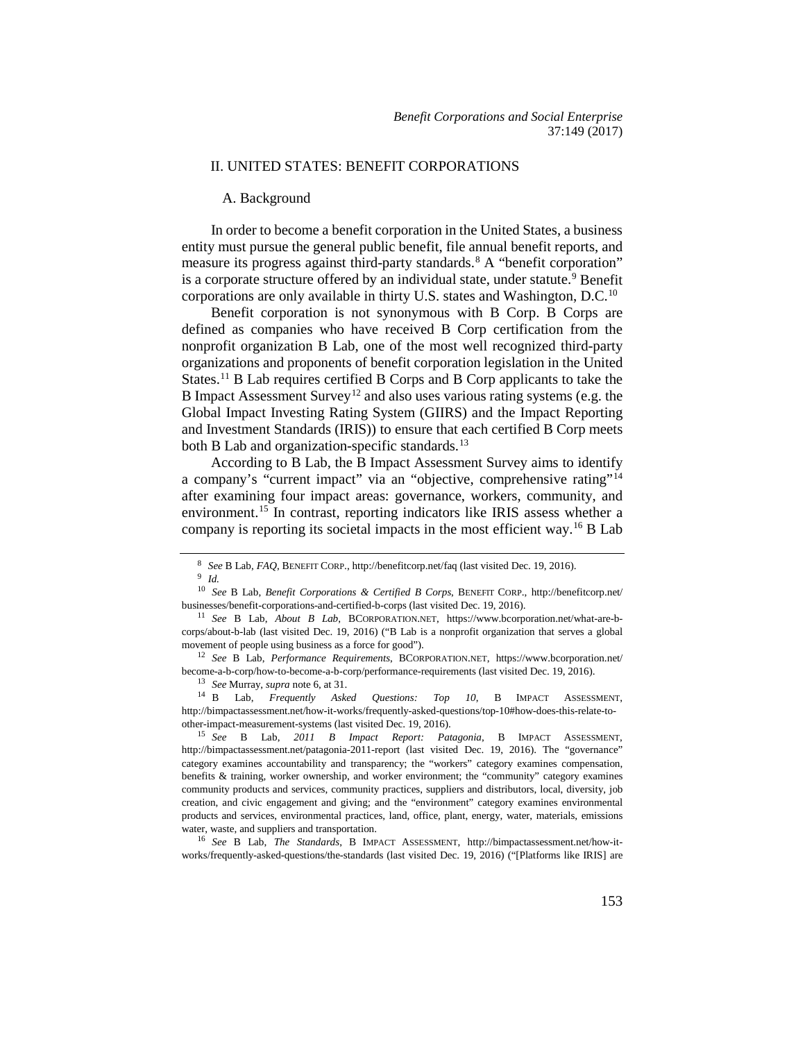## II. UNITED STATES: BENEFIT CORPORATIONS

### A. Background

In order to become a benefit corporation in the United States, a business entity must pursue the general public benefit, file annual benefit reports, and measure its progress against third-party standards.[8] A "benefit corporation" is a corporate structure offered by an individual state, under statute.[9] Benefit corporations are only available in thirty U.S. states and Washington, D.C.[10]

Benefit corporation is not synonymous with B Corp. B Corps are defined as companies who have received B Corp certification from the nonprofit organization B Lab, one of the most well recognized third-party organizations and proponents of benefit corporation legislation in the United States.[11] B Lab requires certified B Corps and B Corp applicants to take the B Impact Assessment Survey[12] and also uses various rating systems (e.g. the Global Impact Investing Rating System (GIIRS) and the Impact Reporting and Investment Standards (IRIS)) to ensure that each certified B Corp meets both B Lab and organization-specific standards.[13]

According to B Lab, the B Impact Assessment Survey aims to identify a company's "current impact" via an "objective, comprehensive rating"[14] after examining four impact areas: governance, workers, community, and environment.[15] In contrast, reporting indicators like IRIS assess whether a company is reporting its societal impacts in the most efficient way.[16] B Lab

---

[8] *See* B Lab, *FAQ*, BENEFIT CORP., http://benefitcorp.net/faq (last visited Dec. 19, 2016).

[9] *Id.*

[10] *See* B Lab, *Benefit Corporations & Certified B Corps*, BENEFIT CORP., http://benefitcorp.net/businesses/benefit-corporations-and-certified-b-corps (last visited Dec. 19, 2016).

[11] *See* B Lab, *About B Lab*, BCORPORATION.NET, https://www.bcorporation.net/what-are-b-corps/about-b-lab (last visited Dec. 19, 2016) ("B Lab is a nonprofit organization that serves a global movement of people using business as a force for good").

[12] *See* B Lab, *Performance Requirements*, BCORPORATION.NET, https://www.bcorporation.net/become-a-b-corp/how-to-become-a-b-corp/performance-requirements (last visited Dec. 19, 2016).

[13] *See* Murray, *supra* note 6, at 31.

[14] B Lab, *Frequently Asked Questions: Top 10*, B IMPACT ASSESSMENT, http://bimpactassessment.net/how-it-works/frequently-asked-questions/top-10#how-does-this-relate-to-other-impact-measurement-systems (last visited Dec. 19, 2016).

[15] *See* B Lab, *2011 B Impact Report: Patagonia*, B IMPACT ASSESSMENT, http://bimpactassessment.net/patagonia-2011-report (last visited Dec. 19, 2016). The "governance" category examines accountability and transparency; the "workers" category examines compensation, benefits & training, worker ownership, and worker environment; the "community" category examines community products and services, community practices, suppliers and distributors, local, diversity, job creation, and civic engagement and giving; and the "environment" category examines environmental products and services, environmental practices, land, office, plant, energy, water, materials, emissions water, waste, and suppliers and transportation.

[16] *See* B Lab, *The Standards*, B IMPACT ASSESSMENT, http://bimpactassessment.net/how-it-works/frequently-asked-questions/the-standards (last visited Dec. 19, 2016) ("[Platforms like IRIS] are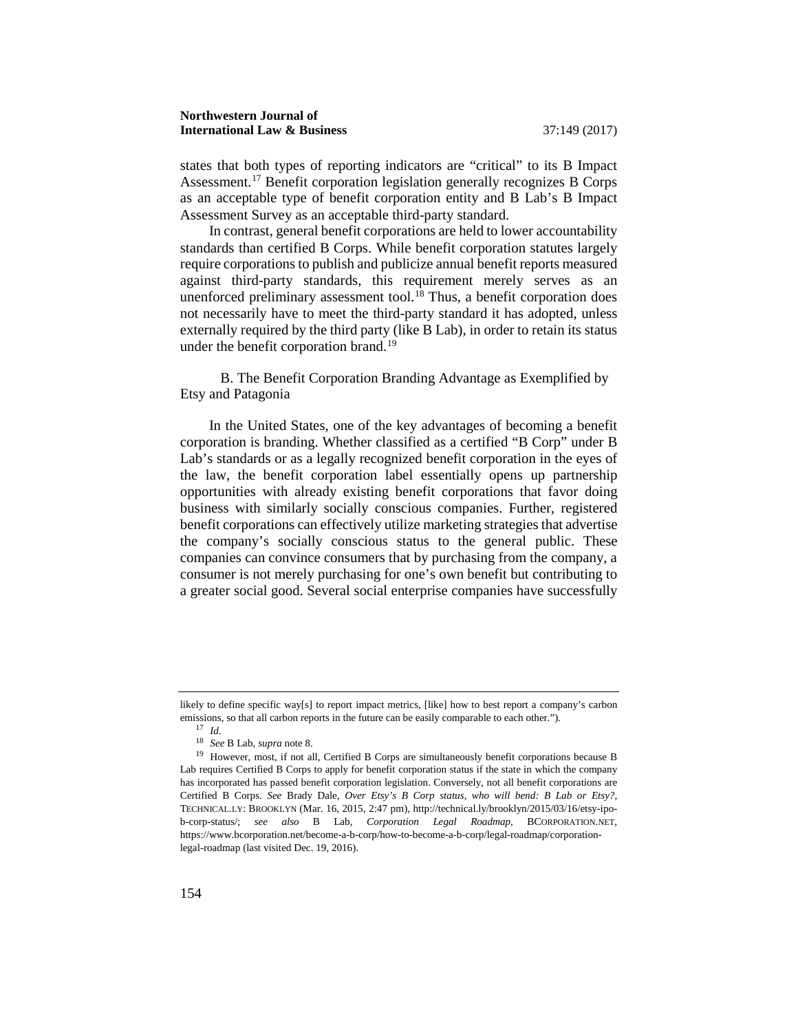states that both types of reporting indicators are "critical" to its B Impact Assessment.[17] Benefit corporation legislation generally recognizes B Corps as an acceptable type of benefit corporation entity and B Lab's B Impact Assessment Survey as an acceptable third-party standard.

In contrast, general benefit corporations are held to lower accountability standards than certified B Corps. While benefit corporation statutes largely require corporations to publish and publicize annual benefit reports measured against third-party standards, this requirement merely serves as an unenforced preliminary assessment tool.[18] Thus, a benefit corporation does not necessarily have to meet the third-party standard it has adopted, unless externally required by the third party (like B Lab), in order to retain its status under the benefit corporation brand.[19]

### B. The Benefit Corporation Branding Advantage as Exemplified by Etsy and Patagonia

In the United States, one of the key advantages of becoming a benefit corporation is branding. Whether classified as a certified "B Corp" under B Lab's standards or as a legally recognized benefit corporation in the eyes of the law, the benefit corporation label essentially opens up partnership opportunities with already existing benefit corporations that favor doing business with similarly socially conscious companies. Further, registered benefit corporations can effectively utilize marketing strategies that advertise the company's socially conscious status to the general public. These companies can convince consumers that by purchasing from the company, a consumer is not merely purchasing for one's own benefit but contributing to a greater social good. Several social enterprise companies have successfully

---

likely to define specific way[s] to report impact metrics, [like] how to best report a company's carbon emissions, so that all carbon reports in the future can be easily comparable to each other.").

[17] *Id*.

[18] *See* B Lab, *supra* note 8.

[19] However, most, if not all, Certified B Corps are simultaneously benefit corporations because B Lab requires Certified B Corps to apply for benefit corporation status if the state in which the company has incorporated has passed benefit corporation legislation. Conversely, not all benefit corporations are Certified B Corps. *See* Brady Dale, *Over Etsy's B Corp status, who will bend: B Lab or Etsy?*, TECHNICAL.LY: BROOKLYN (Mar. 16, 2015, 2:47 pm), http://technical.ly/brooklyn/2015/03/16/etsy-ipo-b-corp-status/; *see also* B Lab, *Corporation Legal Roadmap*, BCORPORATION.NET, https://www.bcorporation.net/become-a-b-corp/how-to-become-a-b-corp/legal-roadmap/corporation-legal-roadmap (last visited Dec. 19, 2016).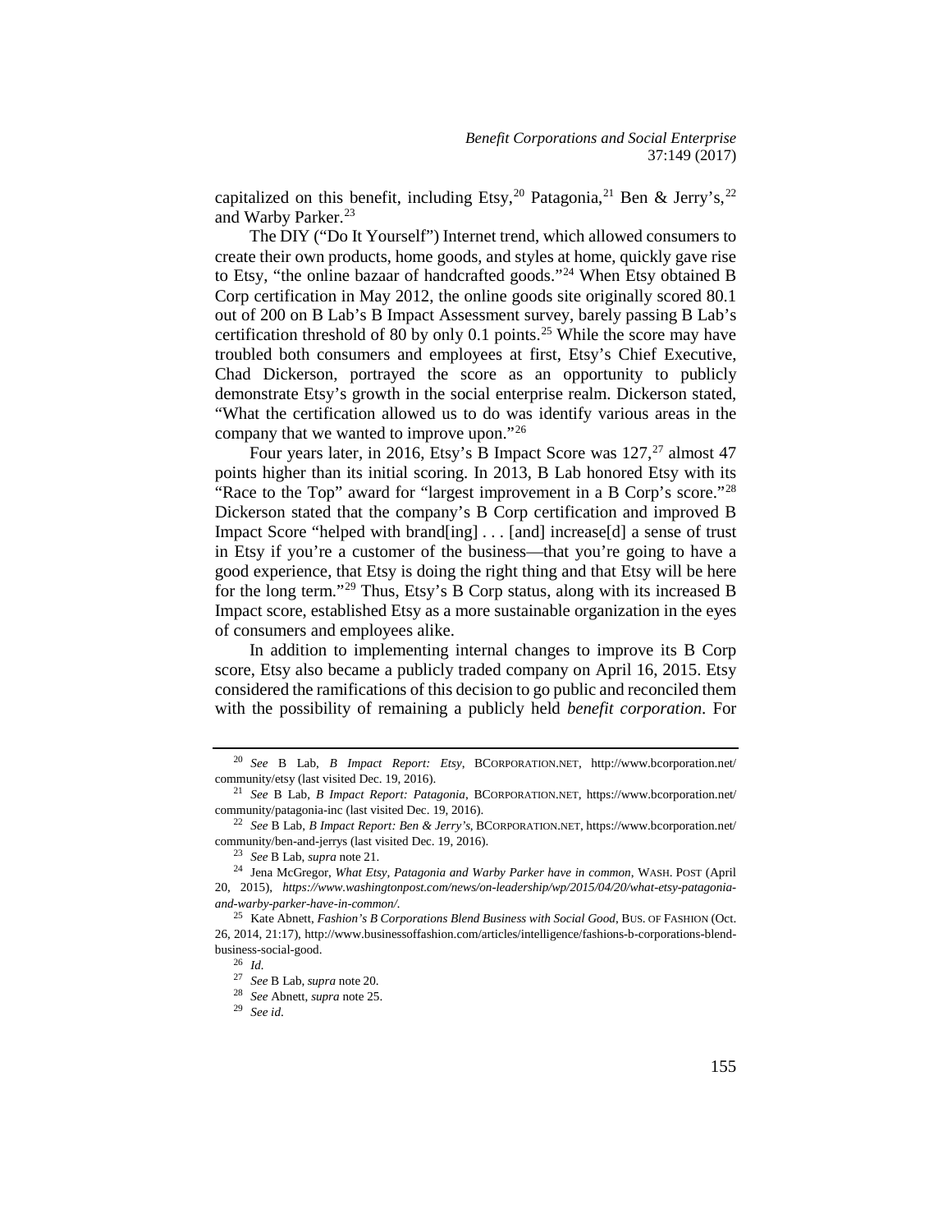capitalized on this benefit, including Etsy,[20] Patagonia,[21] Ben & Jerry's,[22] and Warby Parker.[23]

The DIY ("Do It Yourself") Internet trend, which allowed consumers to create their own products, home goods, and styles at home, quickly gave rise to Etsy, "the online bazaar of handcrafted goods."[24] When Etsy obtained B Corp certification in May 2012, the online goods site originally scored 80.1 out of 200 on B Lab's B Impact Assessment survey, barely passing B Lab's certification threshold of 80 by only 0.1 points.[25] While the score may have troubled both consumers and employees at first, Etsy's Chief Executive, Chad Dickerson, portrayed the score as an opportunity to publicly demonstrate Etsy's growth in the social enterprise realm. Dickerson stated, "What the certification allowed us to do was identify various areas in the company that we wanted to improve upon."[26]

Four years later, in 2016, Etsy's B Impact Score was 127,[27] almost 47 points higher than its initial scoring. In 2013, B Lab honored Etsy with its "Race to the Top" award for "largest improvement in a B Corp's score."[28] Dickerson stated that the company's B Corp certification and improved B Impact Score "helped with brand[ing] . . . [and] increase[d] a sense of trust in Etsy if you're a customer of the business—that you're going to have a good experience, that Etsy is doing the right thing and that Etsy will be here for the long term."[29] Thus, Etsy's B Corp status, along with its increased B Impact score, established Etsy as a more sustainable organization in the eyes of consumers and employees alike.

In addition to implementing internal changes to improve its B Corp score, Etsy also became a publicly traded company on April 16, 2015. Etsy considered the ramifications of this decision to go public and reconciled them with the possibility of remaining a publicly held *benefit corporation*. For

---

[20] *See* B Lab, *B Impact Report: Etsy*, BCORPORATION.NET, http://www.bcorporation.net/community/etsy (last visited Dec. 19, 2016).

[21] *See* B Lab, *B Impact Report: Patagonia*, BCORPORATION.NET, https://www.bcorporation.net/community/patagonia-inc (last visited Dec. 19, 2016).

[22] *See* B Lab, *B Impact Report: Ben & Jerry's*, BCORPORATION.NET, https://www.bcorporation.net/community/ben-and-jerrys (last visited Dec. 19, 2016).

[23] *See* B Lab, *supra* note 21.

[24] Jena McGregor, *What Etsy, Patagonia and Warby Parker have in common*, WASH. POST (April 20, 2015), *https://www.washingtonpost.com/news/on-leadership/wp/2015/04/20/what-etsy-patagonia-and-warby-parker-have-in-common/*.

[25] Kate Abnett, *Fashion's B Corporations Blend Business with Social Good*, BUS. OF FASHION (Oct. 26, 2014, 21:17), http://www.businessoffashion.com/articles/intelligence/fashions-b-corporations-blend-business-social-good.

[26] *Id.*

[27] *See* B Lab, *supra* note 20.

[28] *See* Abnett, *supra* note 25.

[29] *See id.*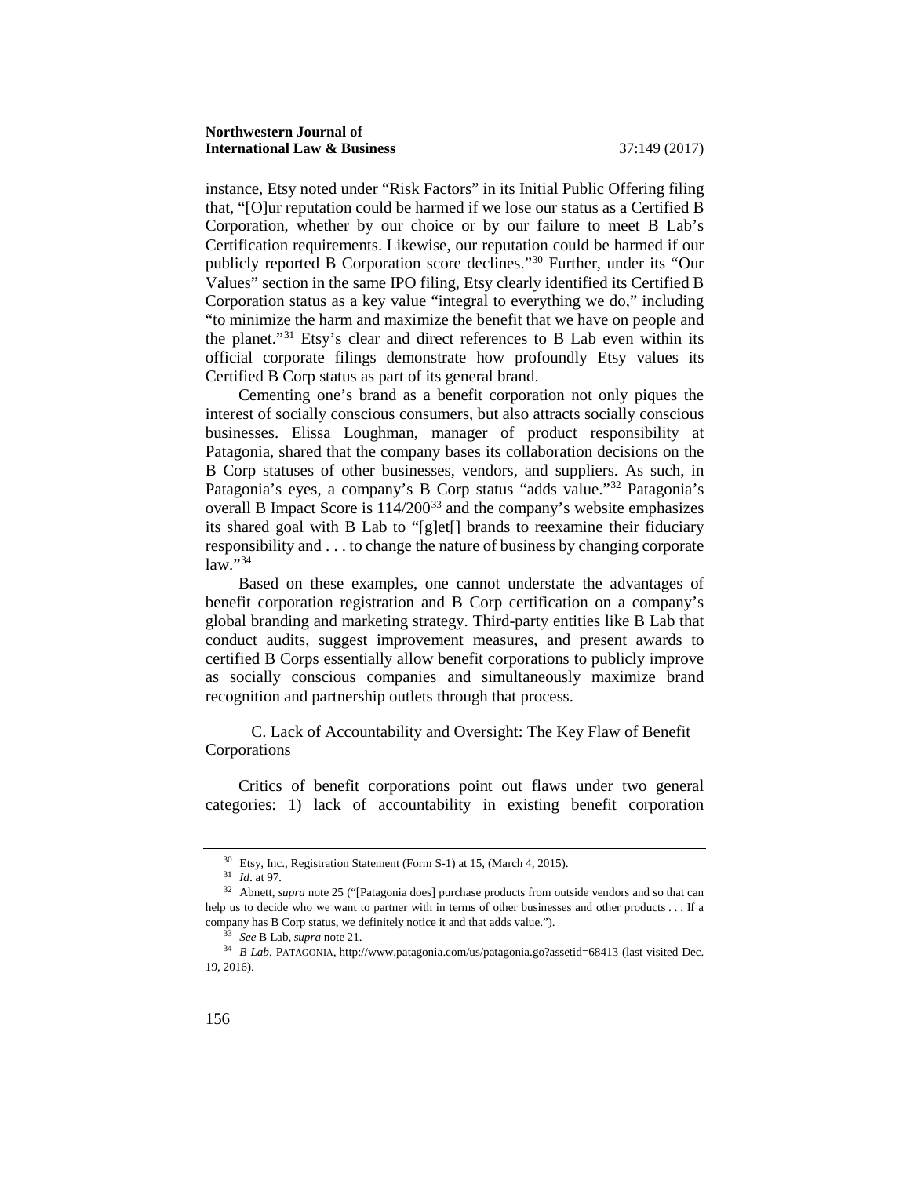instance, Etsy noted under "Risk Factors" in its Initial Public Offering filing that, "[O]ur reputation could be harmed if we lose our status as a Certified B Corporation, whether by our choice or by our failure to meet B Lab's Certification requirements. Likewise, our reputation could be harmed if our publicly reported B Corporation score declines."[30] Further, under its "Our Values" section in the same IPO filing, Etsy clearly identified its Certified B Corporation status as a key value "integral to everything we do," including "to minimize the harm and maximize the benefit that we have on people and the planet."[31] Etsy's clear and direct references to B Lab even within its official corporate filings demonstrate how profoundly Etsy values its Certified B Corp status as part of its general brand.

Cementing one's brand as a benefit corporation not only piques the interest of socially conscious consumers, but also attracts socially conscious businesses. Elissa Loughman, manager of product responsibility at Patagonia, shared that the company bases its collaboration decisions on the B Corp statuses of other businesses, vendors, and suppliers. As such, in Patagonia's eyes, a company's B Corp status "adds value."[32] Patagonia's overall B Impact Score is 114/200[33] and the company's website emphasizes its shared goal with B Lab to "[g]et[] brands to reexamine their fiduciary responsibility and . . . to change the nature of business by changing corporate law."[34]

Based on these examples, one cannot understate the advantages of benefit corporation registration and B Corp certification on a company's global branding and marketing strategy. Third-party entities like B Lab that conduct audits, suggest improvement measures, and present awards to certified B Corps essentially allow benefit corporations to publicly improve as socially conscious companies and simultaneously maximize brand recognition and partnership outlets through that process.

### C. Lack of Accountability and Oversight: The Key Flaw of Benefit Corporations

Critics of benefit corporations point out flaws under two general categories: 1) lack of accountability in existing benefit corporation

---

[30] Etsy, Inc., Registration Statement (Form S-1) at 15, (March 4, 2015).

[31] *Id*. at 97.

[32] Abnett, *supra* note 25 ("[Patagonia does] purchase products from outside vendors and so that can help us to decide who we want to partner with in terms of other businesses and other products . . . If a company has B Corp status, we definitely notice it and that adds value.").

[33] *See* B Lab, *supra* note 21.

[34] *B Lab*, PATAGONIA, http://www.patagonia.com/us/patagonia.go?assetid=68413 (last visited Dec. 19, 2016).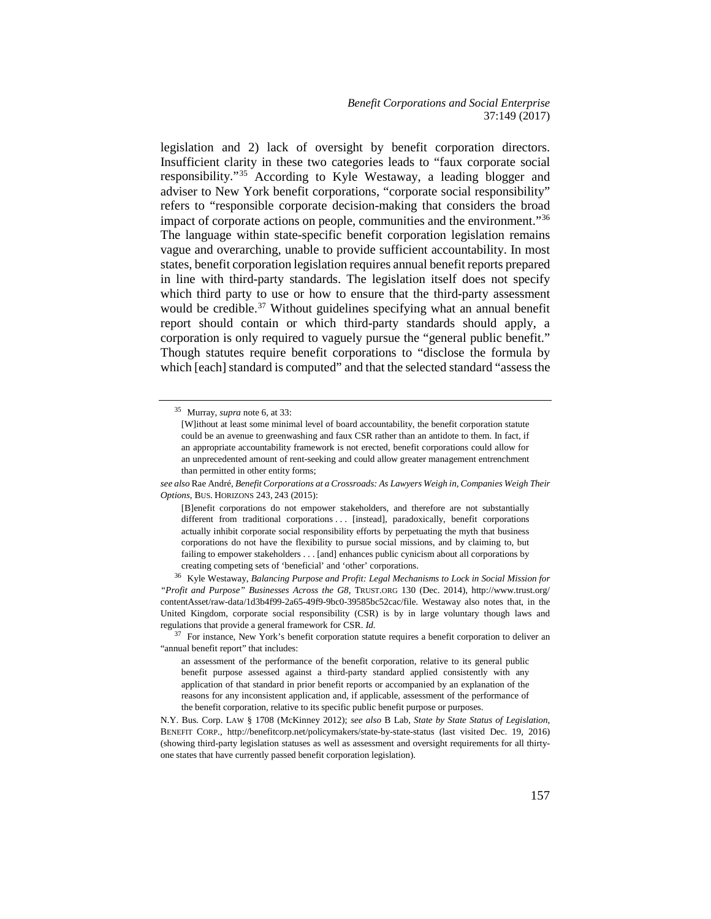legislation and 2) lack of oversight by benefit corporation directors. Insufficient clarity in these two categories leads to "faux corporate social responsibility."[35] According to Kyle Westaway, a leading blogger and adviser to New York benefit corporations, "corporate social responsibility" refers to "responsible corporate decision-making that considers the broad impact of corporate actions on people, communities and the environment."[36] The language within state-specific benefit corporation legislation remains vague and overarching, unable to provide sufficient accountability. In most states, benefit corporation legislation requires annual benefit reports prepared in line with third-party standards. The legislation itself does not specify which third party to use or how to ensure that the third-party assessment would be credible.[37] Without guidelines specifying what an annual benefit report should contain or which third-party standards should apply, a corporation is only required to vaguely pursue the "general public benefit." Though statutes require benefit corporations to "disclose the formula by which [each] standard is computed" and that the selected standard "assess the

---

[35] Murray, *supra* note 6, at 33:

> [W]ithout at least some minimal level of board accountability, the benefit corporation statute could be an avenue to greenwashing and faux CSR rather than an antidote to them. In fact, if an appropriate accountability framework is not erected, benefit corporations could allow for an unprecedented amount of rent-seeking and could allow greater management entrenchment than permitted in other entity forms;

*see also* Rae André, *Benefit Corporations at a Crossroads: As Lawyers Weigh in, Companies Weigh Their Options*, BUS. HORIZONS 243, 243 (2015):

> [B]enefit corporations do not empower stakeholders, and therefore are not substantially different from traditional corporations . . . [instead], paradoxically, benefit corporations actually inhibit corporate social responsibility efforts by perpetuating the myth that business corporations do not have the flexibility to pursue social missions, and by claiming to, but failing to empower stakeholders . . . [and] enhances public cynicism about all corporations by creating competing sets of 'beneficial' and 'other' corporations.

[36] Kyle Westaway, *Balancing Purpose and Profit: Legal Mechanisms to Lock in Social Mission for "Profit and Purpose" Businesses Across the G8*, TRUST.ORG 130 (Dec. 2014), http://www.trust.org/contentAsset/raw-data/1d3b4f99-2a65-49f9-9bc0-39585bc52cac/file. Westaway also notes that, in the United Kingdom, corporate social responsibility (CSR) is by in large voluntary though laws and regulations that provide a general framework for CSR. *Id.*

[37] For instance, New York's benefit corporation statute requires a benefit corporation to deliver an "annual benefit report" that includes:

> an assessment of the performance of the benefit corporation, relative to its general public benefit purpose assessed against a third-party standard applied consistently with any application of that standard in prior benefit reports or accompanied by an explanation of the reasons for any inconsistent application and, if applicable, assessment of the performance of the benefit corporation, relative to its specific public benefit purpose or purposes.

N.Y. Bus. Corp. LAW § 1708 (McKinney 2012); *see also* B Lab, *State by State Status of Legislation*, BENEFIT CORP., http://benefitcorp.net/policymakers/state-by-state-status (last visited Dec. 19, 2016) (showing third-party legislation statuses as well as assessment and oversight requirements for all thirty-one states that have currently passed benefit corporation legislation).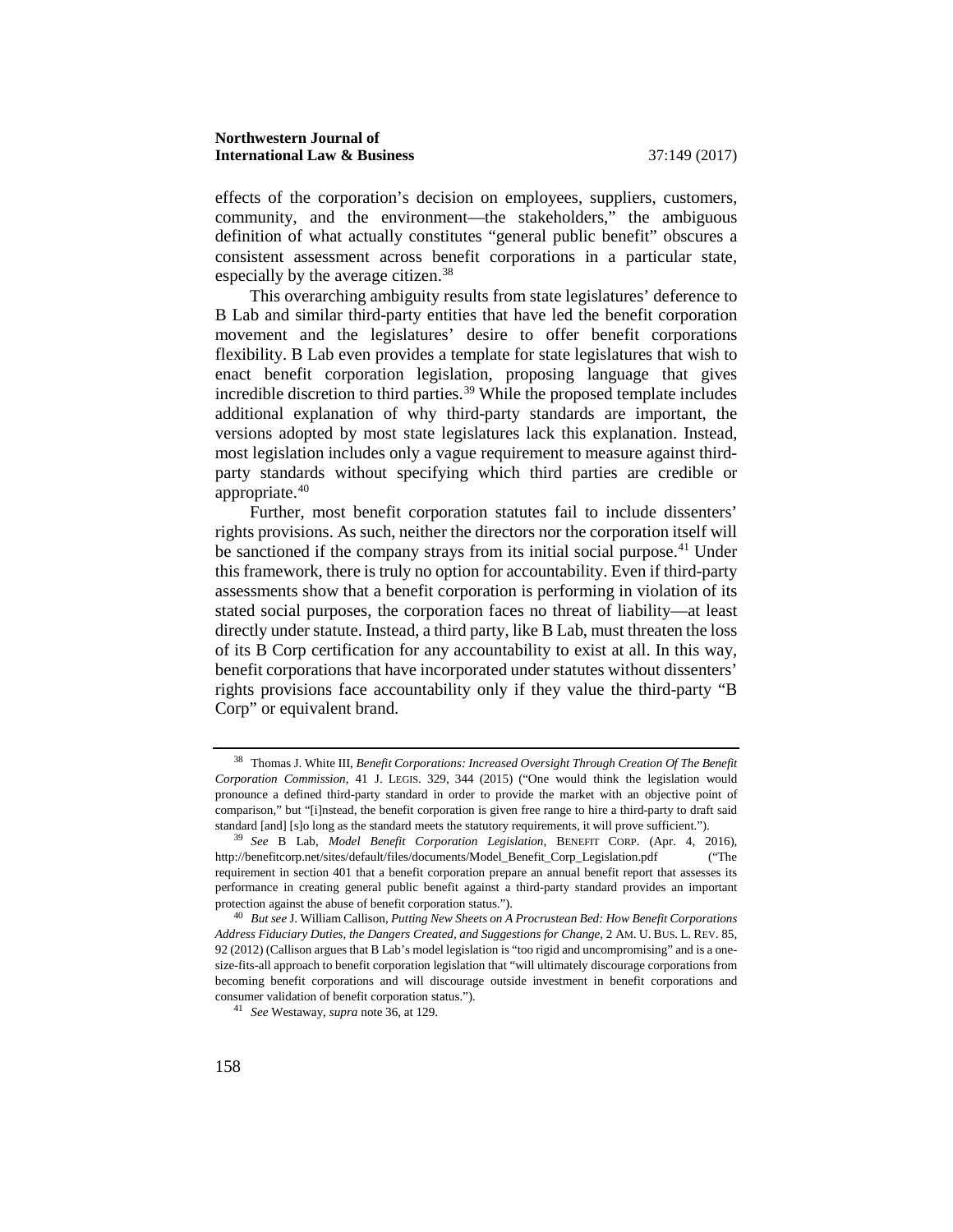effects of the corporation's decision on employees, suppliers, customers, community, and the environment—the stakeholders," the ambiguous definition of what actually constitutes "general public benefit" obscures a consistent assessment across benefit corporations in a particular state, especially by the average citizen.[38]

This overarching ambiguity results from state legislatures' deference to B Lab and similar third-party entities that have led the benefit corporation movement and the legislatures' desire to offer benefit corporations flexibility. B Lab even provides a template for state legislatures that wish to enact benefit corporation legislation, proposing language that gives incredible discretion to third parties.[39] While the proposed template includes additional explanation of why third-party standards are important, the versions adopted by most state legislatures lack this explanation. Instead, most legislation includes only a vague requirement to measure against third-party standards without specifying which third parties are credible or appropriate.[40]

Further, most benefit corporation statutes fail to include dissenters' rights provisions. As such, neither the directors nor the corporation itself will be sanctioned if the company strays from its initial social purpose.[41] Under this framework, there is truly no option for accountability. Even if third-party assessments show that a benefit corporation is performing in violation of its stated social purposes, the corporation faces no threat of liability—at least directly under statute. Instead, a third party, like B Lab, must threaten the loss of its B Corp certification for any accountability to exist at all. In this way, benefit corporations that have incorporated under statutes without dissenters' rights provisions face accountability only if they value the third-party "B Corp" or equivalent brand.

---

[38] Thomas J. White III, *Benefit Corporations: Increased Oversight Through Creation Of The Benefit Corporation Commission*, 41 J. LEGIS. 329, 344 (2015) ("One would think the legislation would pronounce a defined third-party standard in order to provide the market with an objective point of comparison," but "[i]nstead, the benefit corporation is given free range to hire a third-party to draft said standard [and] [s]o long as the standard meets the statutory requirements, it will prove sufficient.").

[39] *See* B Lab, *Model Benefit Corporation Legislation*, BENEFIT CORP. (Apr. 4, 2016), http://benefitcorp.net/sites/default/files/documents/Model_Benefit_Corp_Legislation.pdf ("The requirement in section 401 that a benefit corporation prepare an annual benefit report that assesses its performance in creating general public benefit against a third-party standard provides an important protection against the abuse of benefit corporation status.").

[40] *But see* J. William Callison, *Putting New Sheets on A Procrustean Bed: How Benefit Corporations Address Fiduciary Duties, the Dangers Created, and Suggestions for Change*, 2 AM. U. BUS. L. REV. 85, 92 (2012) (Callison argues that B Lab's model legislation is "too rigid and uncompromising" and is a one-size-fits-all approach to benefit corporation legislation that "will ultimately discourage corporations from becoming benefit corporations and will discourage outside investment in benefit corporations and consumer validation of benefit corporation status.").

[41] *See* Westaway, *supra* note 36, at 129.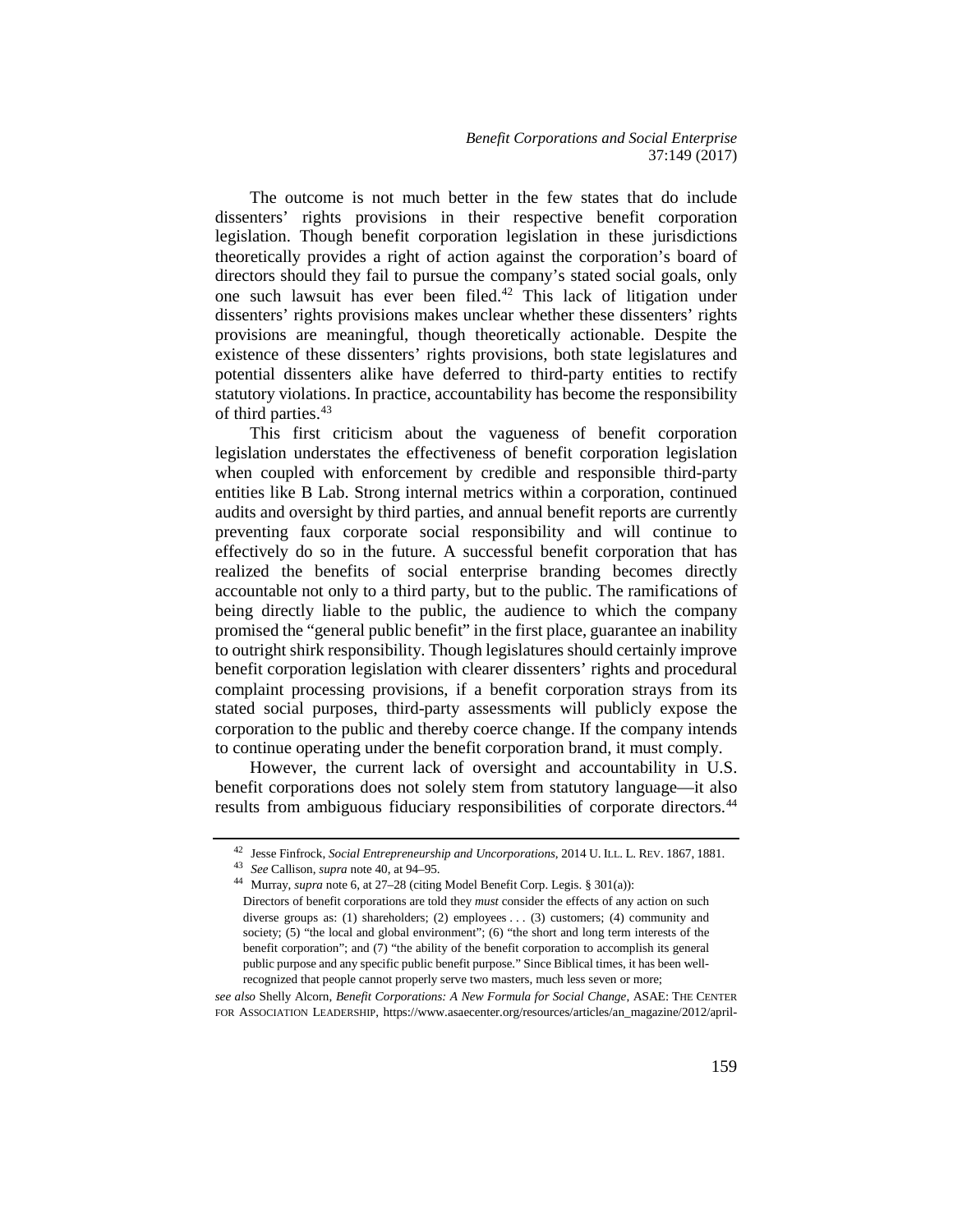The outcome is not much better in the few states that do include dissenters' rights provisions in their respective benefit corporation legislation. Though benefit corporation legislation in these jurisdictions theoretically provides a right of action against the corporation's board of directors should they fail to pursue the company's stated social goals, only one such lawsuit has ever been filed.[42] This lack of litigation under dissenters' rights provisions makes unclear whether these dissenters' rights provisions are meaningful, though theoretically actionable. Despite the existence of these dissenters' rights provisions, both state legislatures and potential dissenters alike have deferred to third-party entities to rectify statutory violations. In practice, accountability has become the responsibility of third parties.[43]

This first criticism about the vagueness of benefit corporation legislation understates the effectiveness of benefit corporation legislation when coupled with enforcement by credible and responsible third-party entities like B Lab. Strong internal metrics within a corporation, continued audits and oversight by third parties, and annual benefit reports are currently preventing faux corporate social responsibility and will continue to effectively do so in the future. A successful benefit corporation that has realized the benefits of social enterprise branding becomes directly accountable not only to a third party, but to the public. The ramifications of being directly liable to the public, the audience to which the company promised the "general public benefit" in the first place, guarantee an inability to outright shirk responsibility. Though legislatures should certainly improve benefit corporation legislation with clearer dissenters' rights and procedural complaint processing provisions, if a benefit corporation strays from its stated social purposes, third-party assessments will publicly expose the corporation to the public and thereby coerce change. If the company intends to continue operating under the benefit corporation brand, it must comply.

However, the current lack of oversight and accountability in U.S. benefit corporations does not solely stem from statutory language—it also results from ambiguous fiduciary responsibilities of corporate directors.[44]

---

[42] Jesse Finfrock, *Social Entrepreneurship and Uncorporations*, 2014 U. ILL. L. REV. 1867, 1881.

[43] *See* Callison, *supra* note 40, at 94–95.

[44] Murray, *supra* note 6, at 27–28 (citing Model Benefit Corp. Legis. § 301(a)):

> Directors of benefit corporations are told they *must* consider the effects of any action on such diverse groups as: (1) shareholders; (2) employees . . . (3) customers; (4) community and society; (5) "the local and global environment"; (6) "the short and long term interests of the benefit corporation"; and (7) "the ability of the benefit corporation to accomplish its general public purpose and any specific public benefit purpose." Since Biblical times, it has been well-recognized that people cannot properly serve two masters, much less seven or more;

*see also* Shelly Alcorn, *Benefit Corporations: A New Formula for Social Change*, ASAE: THE CENTER FOR ASSOCIATION LEADERSHIP, https://www.asaecenter.org/resources/articles/an_magazine/2012/april-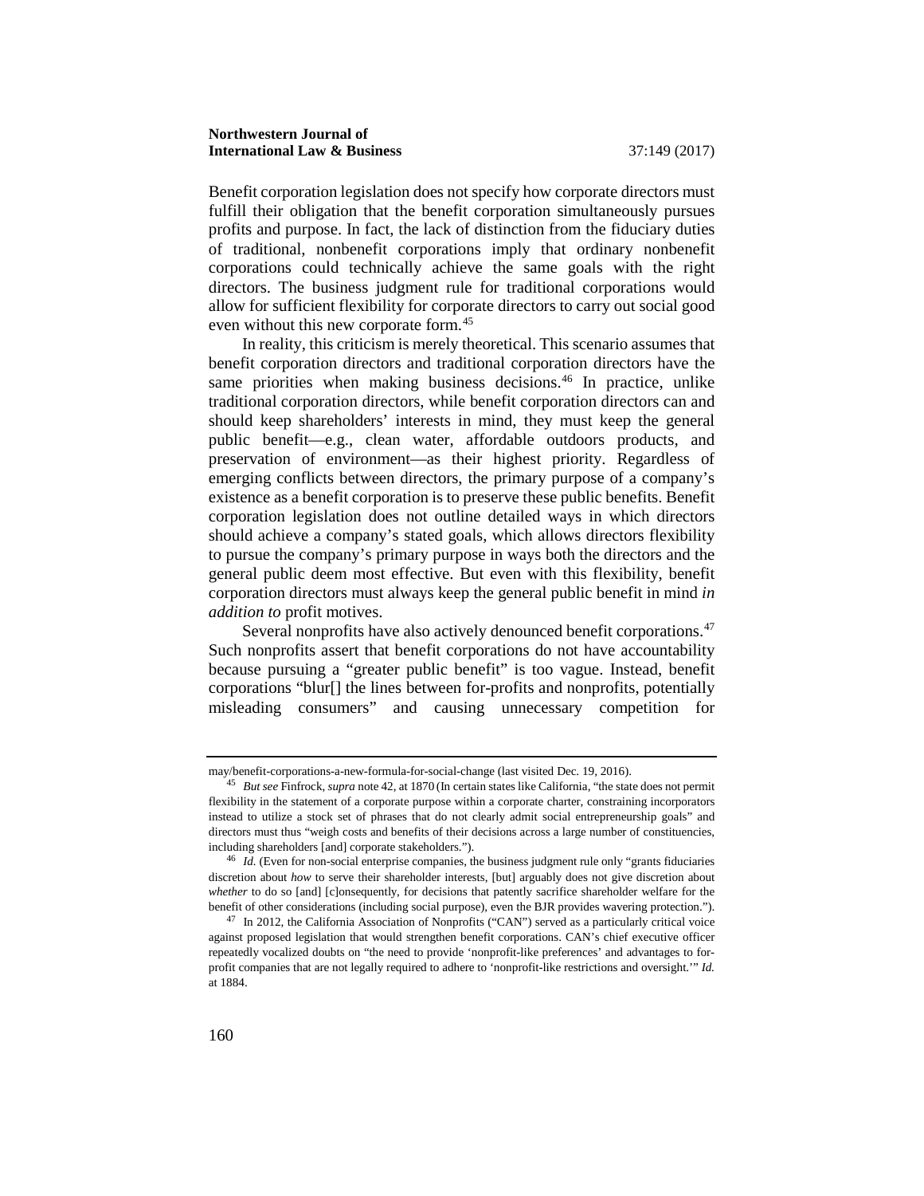Benefit corporation legislation does not specify how corporate directors must fulfill their obligation that the benefit corporation simultaneously pursues profits and purpose. In fact, the lack of distinction from the fiduciary duties of traditional, nonbenefit corporations imply that ordinary nonbenefit corporations could technically achieve the same goals with the right directors. The business judgment rule for traditional corporations would allow for sufficient flexibility for corporate directors to carry out social good even without this new corporate form.[45]

In reality, this criticism is merely theoretical. This scenario assumes that benefit corporation directors and traditional corporation directors have the same priorities when making business decisions.[46] In practice, unlike traditional corporation directors, while benefit corporation directors can and should keep shareholders' interests in mind, they must keep the general public benefit—e.g., clean water, affordable outdoors products, and preservation of environment—as their highest priority. Regardless of emerging conflicts between directors, the primary purpose of a company's existence as a benefit corporation is to preserve these public benefits. Benefit corporation legislation does not outline detailed ways in which directors should achieve a company's stated goals, which allows directors flexibility to pursue the company's primary purpose in ways both the directors and the general public deem most effective. But even with this flexibility, benefit corporation directors must always keep the general public benefit in mind *in addition to* profit motives.

Several nonprofits have also actively denounced benefit corporations.[47] Such nonprofits assert that benefit corporations do not have accountability because pursuing a "greater public benefit" is too vague. Instead, benefit corporations "blur[] the lines between for-profits and nonprofits, potentially misleading consumers" and causing unnecessary competition for

---

may/benefit-corporations-a-new-formula-for-social-change (last visited Dec. 19, 2016).

[45] *But see* Finfrock, *supra* note 42, at 1870 (In certain states like California, "the state does not permit flexibility in the statement of a corporate purpose within a corporate charter, constraining incorporators instead to utilize a stock set of phrases that do not clearly admit social entrepreneurship goals" and directors must thus "weigh costs and benefits of their decisions across a large number of constituencies, including shareholders [and] corporate stakeholders.").

[46] *Id.* (Even for non-social enterprise companies, the business judgment rule only "grants fiduciaries discretion about *how* to serve their shareholder interests, [but] arguably does not give discretion about *whether* to do so [and] [c]onsequently, for decisions that patently sacrifice shareholder welfare for the benefit of other considerations (including social purpose), even the BJR provides wavering protection.").

[47] In 2012, the California Association of Nonprofits ("CAN") served as a particularly critical voice against proposed legislation that would strengthen benefit corporations. CAN's chief executive officer repeatedly vocalized doubts on "the need to provide 'nonprofit-like preferences' and advantages to for-profit companies that are not legally required to adhere to 'nonprofit-like restrictions and oversight.'" *Id.* at 1884.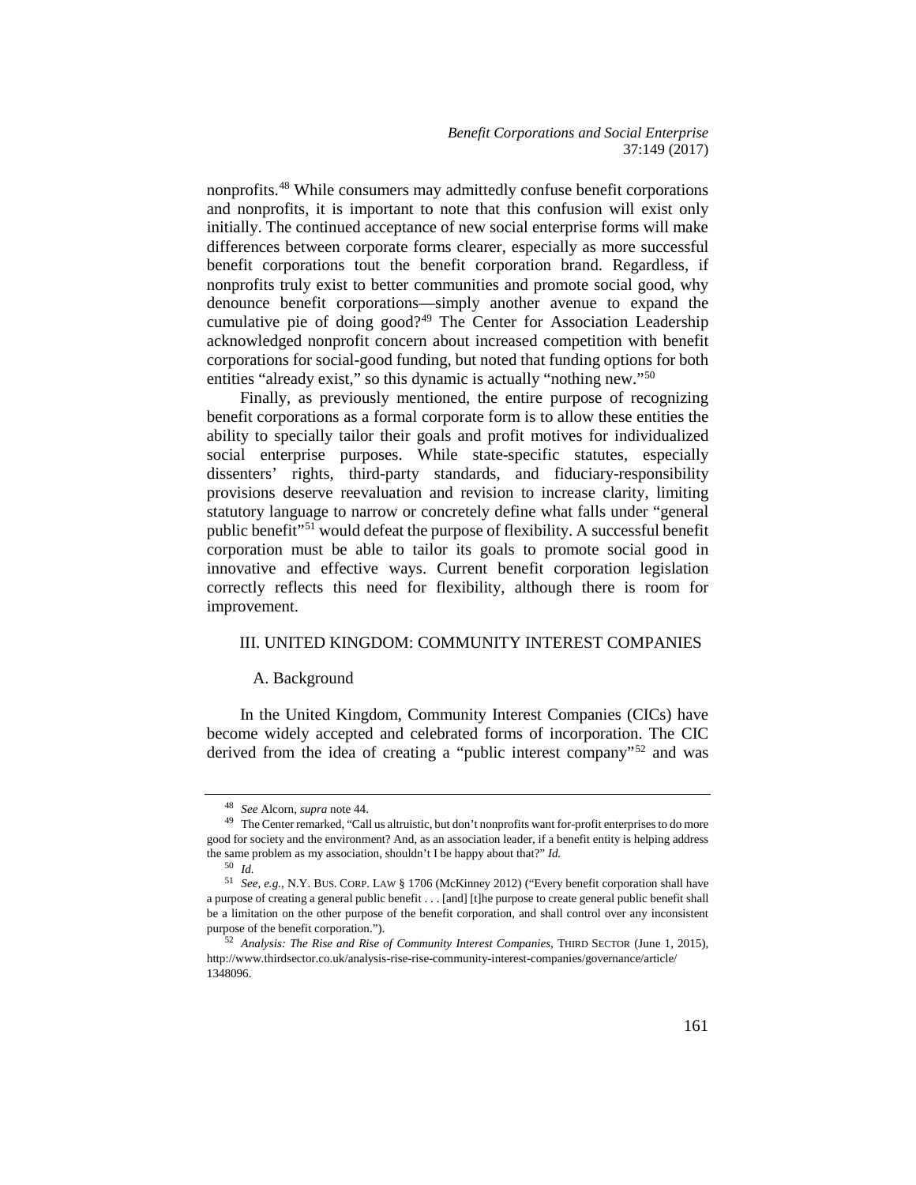nonprofits.[48] While consumers may admittedly confuse benefit corporations and nonprofits, it is important to note that this confusion will exist only initially. The continued acceptance of new social enterprise forms will make differences between corporate forms clearer, especially as more successful benefit corporations tout the benefit corporation brand. Regardless, if nonprofits truly exist to better communities and promote social good, why denounce benefit corporations—simply another avenue to expand the cumulative pie of doing good?[49] The Center for Association Leadership acknowledged nonprofit concern about increased competition with benefit corporations for social-good funding, but noted that funding options for both entities "already exist," so this dynamic is actually "nothing new."[50]

Finally, as previously mentioned, the entire purpose of recognizing benefit corporations as a formal corporate form is to allow these entities the ability to specially tailor their goals and profit motives for individualized social enterprise purposes. While state-specific statutes, especially dissenters' rights, third-party standards, and fiduciary-responsibility provisions deserve reevaluation and revision to increase clarity, limiting statutory language to narrow or concretely define what falls under "general public benefit"[51] would defeat the purpose of flexibility. A successful benefit corporation must be able to tailor its goals to promote social good in innovative and effective ways. Current benefit corporation legislation correctly reflects this need for flexibility, although there is room for improvement.

## III. UNITED KINGDOM: COMMUNITY INTEREST COMPANIES

### A. Background

In the United Kingdom, Community Interest Companies (CICs) have become widely accepted and celebrated forms of incorporation. The CIC derived from the idea of creating a "public interest company"[52] and was

---

[48] *See* Alcorn, *supra* note 44.

[49] The Center remarked, "Call us altruistic, but don't nonprofits want for-profit enterprises to do more good for society and the environment? And, as an association leader, if a benefit entity is helping address the same problem as my association, shouldn't I be happy about that?" *Id.*

[50] *Id.*

[51] *See, e.g.*, N.Y. BUS. CORP. LAW § 1706 (McKinney 2012) ("Every benefit corporation shall have a purpose of creating a general public benefit . . . [and] [t]he purpose to create general public benefit shall be a limitation on the other purpose of the benefit corporation, and shall control over any inconsistent purpose of the benefit corporation.").

[52] *Analysis: The Rise and Rise of Community Interest Companies*, THIRD SECTOR (June 1, 2015), http://www.thirdsector.co.uk/analysis-rise-rise-community-interest-companies/governance/article/1348096.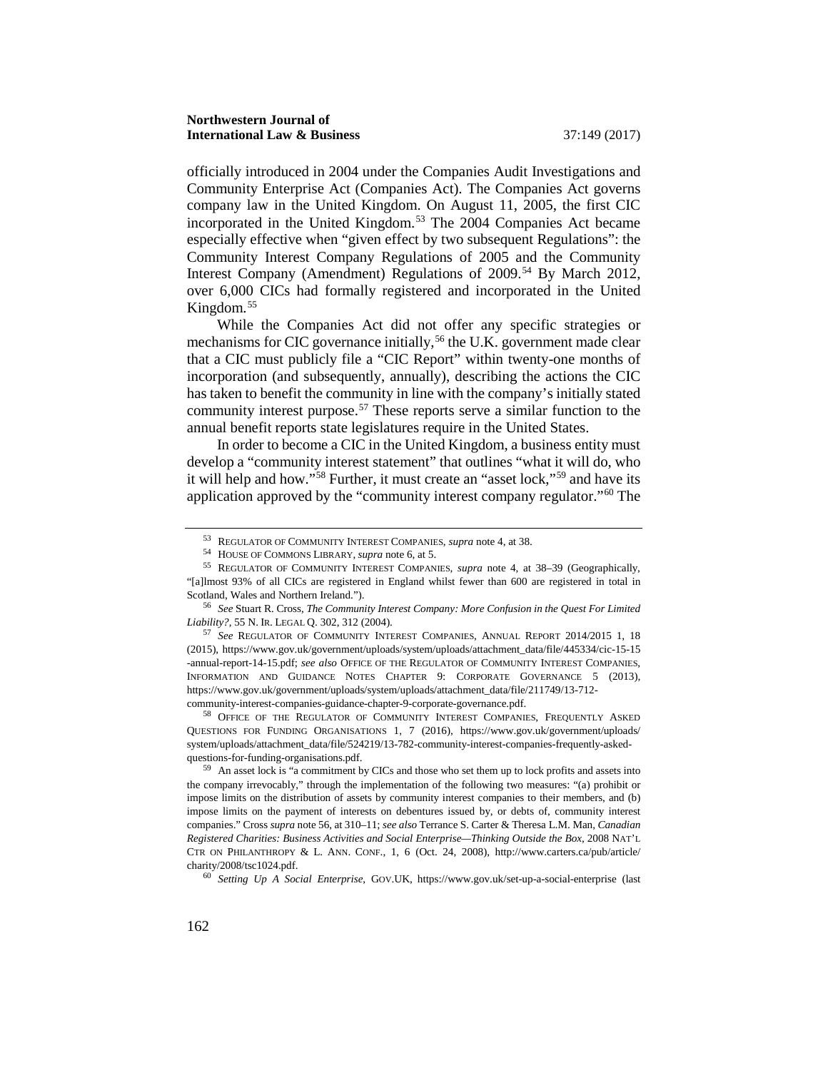officially introduced in 2004 under the Companies Audit Investigations and Community Enterprise Act (Companies Act). The Companies Act governs company law in the United Kingdom. On August 11, 2005, the first CIC incorporated in the United Kingdom.[53] The 2004 Companies Act became especially effective when "given effect by two subsequent Regulations": the Community Interest Company Regulations of 2005 and the Community Interest Company (Amendment) Regulations of 2009.[54] By March 2012, over 6,000 CICs had formally registered and incorporated in the United Kingdom.[55]

While the Companies Act did not offer any specific strategies or mechanisms for CIC governance initially,[56] the U.K. government made clear that a CIC must publicly file a "CIC Report" within twenty-one months of incorporation (and subsequently, annually), describing the actions the CIC has taken to benefit the community in line with the company's initially stated community interest purpose.[57] These reports serve a similar function to the annual benefit reports state legislatures require in the United States.

In order to become a CIC in the United Kingdom, a business entity must develop a "community interest statement" that outlines "what it will do, who it will help and how."[58] Further, it must create an "asset lock,"[59] and have its application approved by the "community interest company regulator."[60] The

---

[53] REGULATOR OF COMMUNITY INTEREST COMPANIES, *supra* note 4, at 38.

[54] HOUSE OF COMMONS LIBRARY, *supra* note 6, at 5.

[55] REGULATOR OF COMMUNITY INTEREST COMPANIES, *supra* note 4, at 38–39 (Geographically, "[a]lmost 93% of all CICs are registered in England whilst fewer than 600 are registered in total in Scotland, Wales and Northern Ireland.").

[56] *See* Stuart R. Cross, *The Community Interest Company: More Confusion in the Quest For Limited Liability?*, 55 N. IR. LEGAL Q. 302, 312 (2004).

[57] *See* REGULATOR OF COMMUNITY INTEREST COMPANIES, ANNUAL REPORT 2014/2015 1, 18 (2015), https://www.gov.uk/government/uploads/system/uploads/attachment_data/file/445334/cic-15-15-annual-report-14-15.pdf; *see also* OFFICE OF THE REGULATOR OF COMMUNITY INTEREST COMPANIES, INFORMATION AND GUIDANCE NOTES CHAPTER 9: CORPORATE GOVERNANCE 5 (2013), https://www.gov.uk/government/uploads/system/uploads/attachment_data/file/211749/13-712-community-interest-companies-guidance-chapter-9-corporate-governance.pdf.

[58] OFFICE OF THE REGULATOR OF COMMUNITY INTEREST COMPANIES, FREQUENTLY ASKED QUESTIONS FOR FUNDING ORGANISATIONS 1, 7 (2016), https://www.gov.uk/government/uploads/system/uploads/attachment_data/file/524219/13-782-community-interest-companies-frequently-asked-questions-for-funding-organisations.pdf.

[59] An asset lock is "a commitment by CICs and those who set them up to lock profits and assets into the company irrevocably," through the implementation of the following two measures: "(a) prohibit or impose limits on the distribution of assets by community interest companies to their members, and (b) impose limits on the payment of interests on debentures issued by, or debts of, community interest companies." Cross *supra* note 56, at 310–11; *see also* Terrance S. Carter & Theresa L.M. Man, *Canadian Registered Charities: Business Activities and Social Enterprise—Thinking Outside the Box*, 2008 NAT'L CTR ON PHILANTHROPY & L. ANN. CONF., 1, 6 (Oct. 24, 2008), http://www.carters.ca/pub/article/charity/2008/tsc1024.pdf.

[60] *Setting Up A Social Enterprise*, GOV.UK, https://www.gov.uk/set-up-a-social-enterprise (last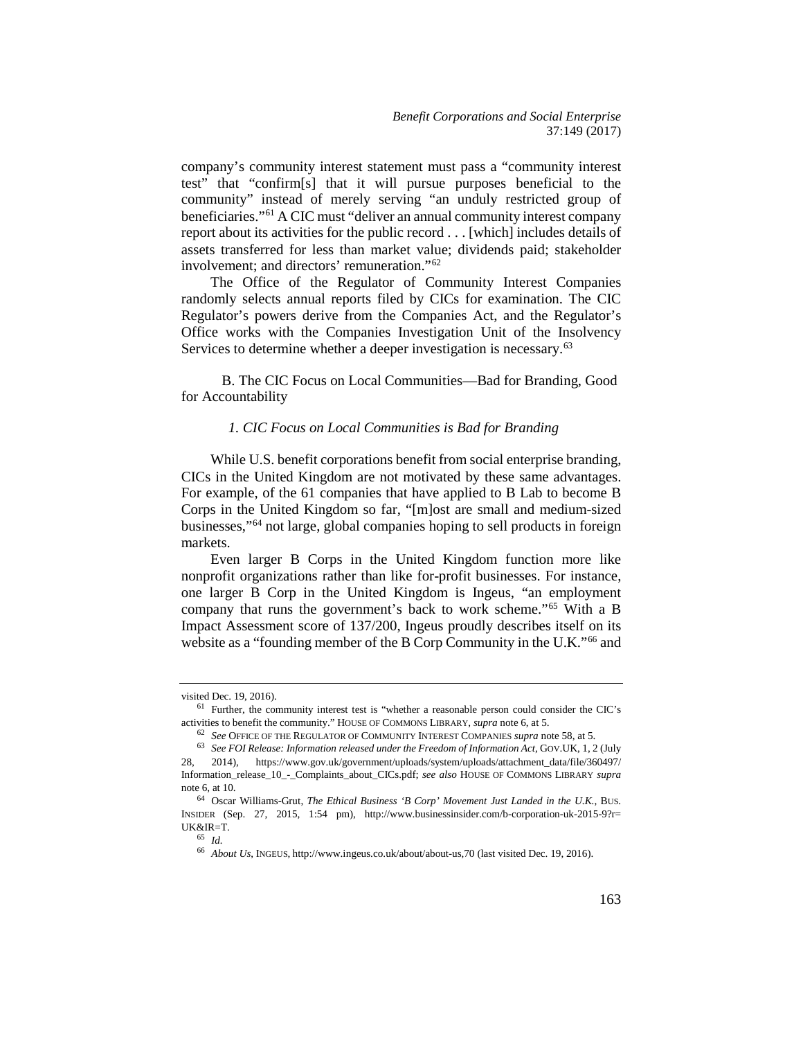company's community interest statement must pass a "community interest test" that "confirm[s] that it will pursue purposes beneficial to the community" instead of merely serving "an unduly restricted group of beneficiaries."[61] A CIC must "deliver an annual community interest company report about its activities for the public record . . . [which] includes details of assets transferred for less than market value; dividends paid; stakeholder involvement; and directors' remuneration."[62]

The Office of the Regulator of Community Interest Companies randomly selects annual reports filed by CICs for examination. The CIC Regulator's powers derive from the Companies Act, and the Regulator's Office works with the Companies Investigation Unit of the Insolvency Services to determine whether a deeper investigation is necessary.[63]

### B. The CIC Focus on Local Communities—Bad for Branding, Good for Accountability

#### *1. CIC Focus on Local Communities is Bad for Branding*

While U.S. benefit corporations benefit from social enterprise branding, CICs in the United Kingdom are not motivated by these same advantages. For example, of the 61 companies that have applied to B Lab to become B Corps in the United Kingdom so far, "[m]ost are small and medium-sized businesses,"[64] not large, global companies hoping to sell products in foreign markets.

Even larger B Corps in the United Kingdom function more like nonprofit organizations rather than like for-profit businesses. For instance, one larger B Corp in the United Kingdom is Ingeus, "an employment company that runs the government's back to work scheme."[65] With a B Impact Assessment score of 137/200, Ingeus proudly describes itself on its website as a "founding member of the B Corp Community in the U.K."[66] and

---

visited Dec. 19, 2016).

[61] Further, the community interest test is "whether a reasonable person could consider the CIC's activities to benefit the community." HOUSE OF COMMONS LIBRARY, *supra* note 6, at 5.

[62] *See* OFFICE OF THE REGULATOR OF COMMUNITY INTEREST COMPANIES *supra* note 58, at 5.

[63] *See FOI Release: Information released under the Freedom of Information Act*, GOV.UK, 1, 2 (July 28, 2014), https://www.gov.uk/government/uploads/system/uploads/attachment_data/file/360497/Information_release_10_-_Complaints_about_CICs.pdf; *see also* HOUSE OF COMMONS LIBRARY *supra* note 6, at 10.

[64] Oscar Williams-Grut, *The Ethical Business 'B Corp' Movement Just Landed in the U.K.*, BUS. INSIDER (Sep. 27, 2015, 1:54 pm), http://www.businessinsider.com/b-corporation-uk-2015-9?r=UK&IR=T.

[65] *Id.*

[66] *About Us*, INGEUS, http://www.ingeus.co.uk/about/about-us,70 (last visited Dec. 19, 2016).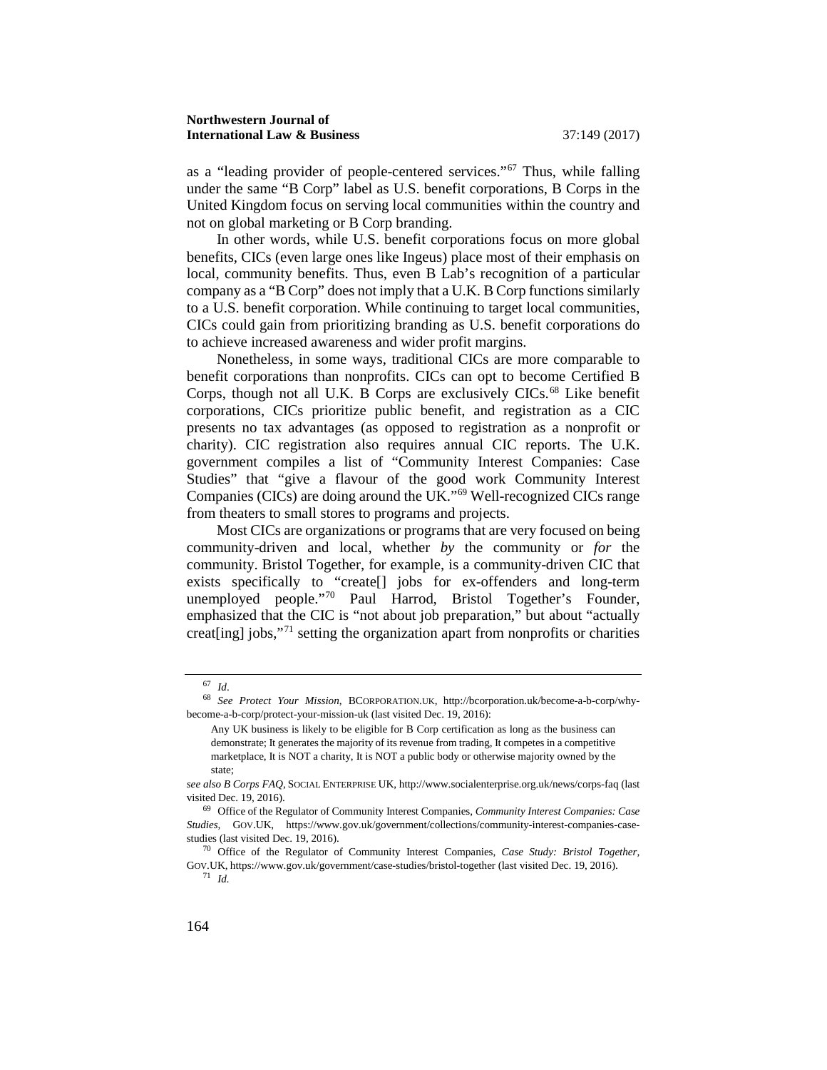as a "leading provider of people-centered services."[67] Thus, while falling under the same "B Corp" label as U.S. benefit corporations, B Corps in the United Kingdom focus on serving local communities within the country and not on global marketing or B Corp branding.

In other words, while U.S. benefit corporations focus on more global benefits, CICs (even large ones like Ingeus) place most of their emphasis on local, community benefits. Thus, even B Lab's recognition of a particular company as a "B Corp" does not imply that a U.K. B Corp functions similarly to a U.S. benefit corporation. While continuing to target local communities, CICs could gain from prioritizing branding as U.S. benefit corporations do to achieve increased awareness and wider profit margins.

Nonetheless, in some ways, traditional CICs are more comparable to benefit corporations than nonprofits. CICs can opt to become Certified B Corps, though not all U.K. B Corps are exclusively CICs.[68] Like benefit corporations, CICs prioritize public benefit, and registration as a CIC presents no tax advantages (as opposed to registration as a nonprofit or charity). CIC registration also requires annual CIC reports. The U.K. government compiles a list of "Community Interest Companies: Case Studies" that "give a flavour of the good work Community Interest Companies (CICs) are doing around the UK."[69] Well-recognized CICs range from theaters to small stores to programs and projects.

Most CICs are organizations or programs that are very focused on being community-driven and local, whether *by* the community or *for* the community. Bristol Together, for example, is a community-driven CIC that exists specifically to "create[] jobs for ex-offenders and long-term unemployed people."[70] Paul Harrod, Bristol Together's Founder, emphasized that the CIC is "not about job preparation," but about "actually creat[ing] jobs,"[71] setting the organization apart from nonprofits or charities

---

[67] *Id*.

[68] *See Protect Your Mission*, BCORPORATION.UK, http://bcorporation.uk/become-a-b-corp/why-become-a-b-corp/protect-your-mission-uk (last visited Dec. 19, 2016):

> Any UK business is likely to be eligible for B Corp certification as long as the business can demonstrate; It generates the majority of its revenue from trading, It competes in a competitive marketplace, It is NOT a charity, It is NOT a public body or otherwise majority owned by the state;

*see also B Corps FAQ*, SOCIAL ENTERPRISE UK, http://www.socialenterprise.org.uk/news/corps-faq (last visited Dec. 19, 2016).

[69] Office of the Regulator of Community Interest Companies, *Community Interest Companies: Case Studies*, GOV.UK, https://www.gov.uk/government/collections/community-interest-companies-case-studies (last visited Dec. 19, 2016).

[70] Office of the Regulator of Community Interest Companies, *Case Study: Bristol Together*, GOV.UK, https://www.gov.uk/government/case-studies/bristol-together (last visited Dec. 19, 2016).

[71] *Id.*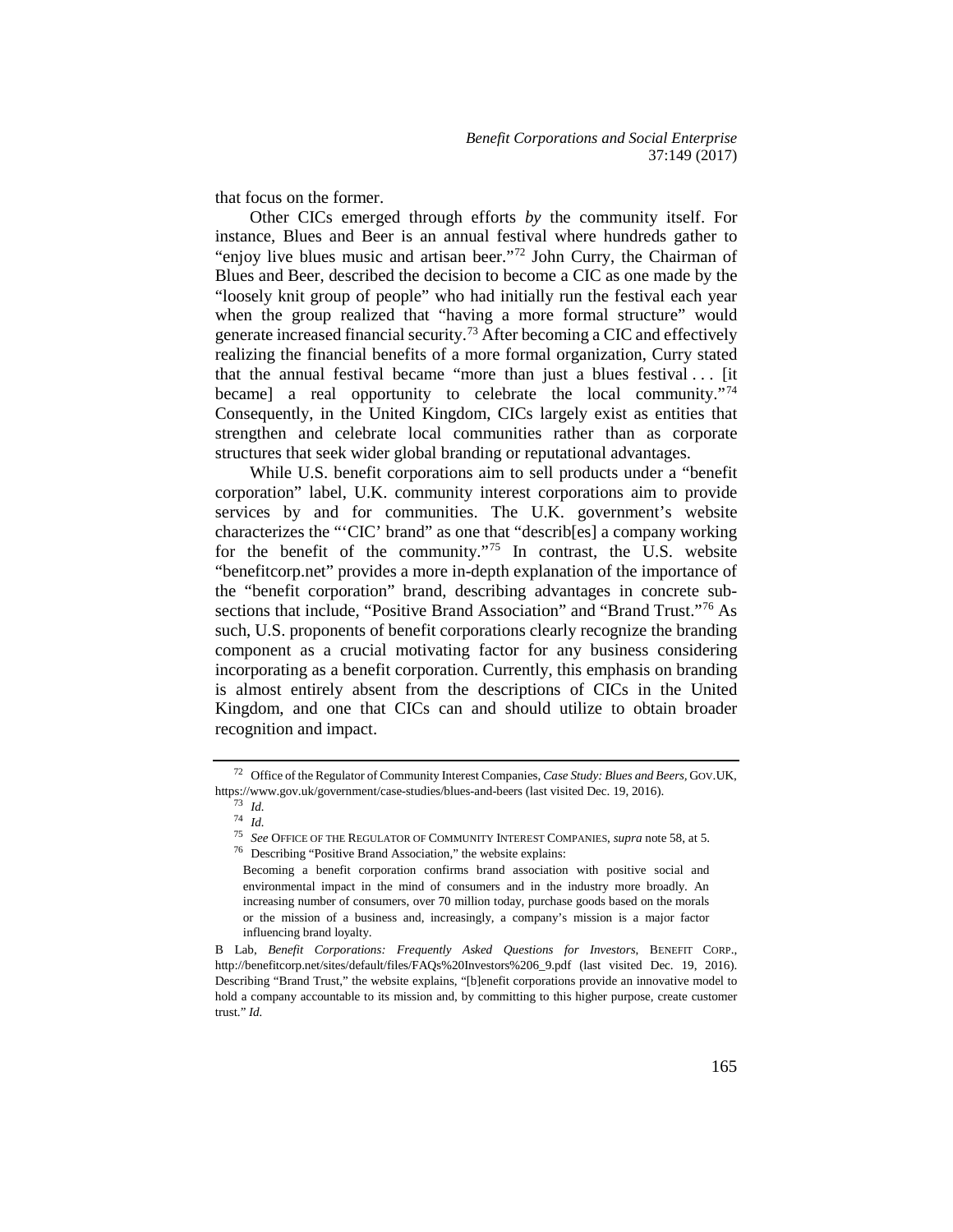that focus on the former.

Other CICs emerged through efforts *by* the community itself. For instance, Blues and Beer is an annual festival where hundreds gather to "enjoy live blues music and artisan beer."[72] John Curry, the Chairman of Blues and Beer, described the decision to become a CIC as one made by the "loosely knit group of people" who had initially run the festival each year when the group realized that "having a more formal structure" would generate increased financial security.[73] After becoming a CIC and effectively realizing the financial benefits of a more formal organization, Curry stated that the annual festival became "more than just a blues festival . . . [it became] a real opportunity to celebrate the local community."[74] Consequently, in the United Kingdom, CICs largely exist as entities that strengthen and celebrate local communities rather than as corporate structures that seek wider global branding or reputational advantages.

While U.S. benefit corporations aim to sell products under a "benefit corporation" label, U.K. community interest corporations aim to provide services by and for communities. The U.K. government's website characterizes the "'CIC' brand" as one that "describ[es] a company working for the benefit of the community."[75] In contrast, the U.S. website "benefitcorp.net" provides a more in-depth explanation of the importance of the "benefit corporation" brand, describing advantages in concrete subsections that include, "Positive Brand Association" and "Brand Trust."[76] As such, U.S. proponents of benefit corporations clearly recognize the branding component as a crucial motivating factor for any business considering incorporating as a benefit corporation. Currently, this emphasis on branding is almost entirely absent from the descriptions of CICs in the United Kingdom, and one that CICs can and should utilize to obtain broader recognition and impact.

---

[72] Office of the Regulator of Community Interest Companies, *Case Study: Blues and Beers*, GOV.UK, https://www.gov.uk/government/case-studies/blues-and-beers (last visited Dec. 19, 2016).

[73] *Id.*

[74] *Id.*

[75] *See* OFFICE OF THE REGULATOR OF COMMUNITY INTEREST COMPANIES, *supra* note 58, at 5.

[76] Describing "Positive Brand Association," the website explains:

> Becoming a benefit corporation confirms brand association with positive social and environmental impact in the mind of consumers and in the industry more broadly. An increasing number of consumers, over 70 million today, purchase goods based on the morals or the mission of a business and, increasingly, a company's mission is a major factor influencing brand loyalty.

B Lab, *Benefit Corporations: Frequently Asked Questions for Investors*, BENEFIT CORP., http://benefitcorp.net/sites/default/files/FAQs%20Investors%206_9.pdf (last visited Dec. 19, 2016). Describing "Brand Trust," the website explains, "[b]enefit corporations provide an innovative model to hold a company accountable to its mission and, by committing to this higher purpose, create customer trust." *Id.*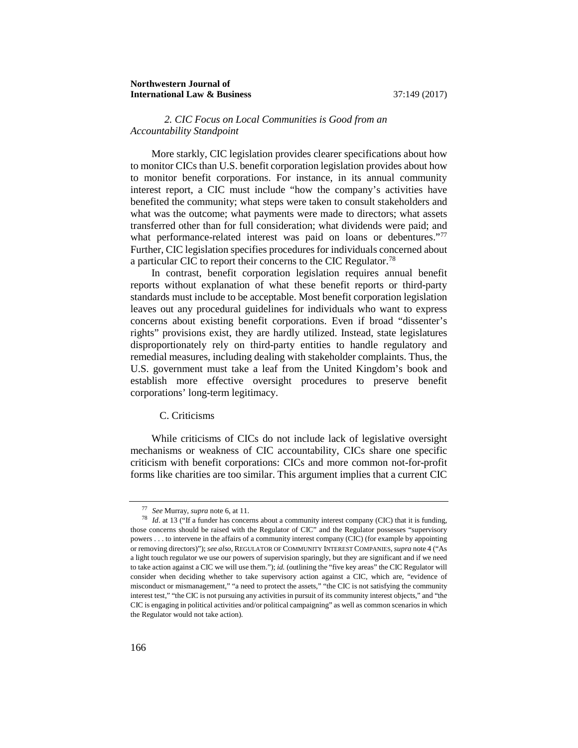### *2. CIC Focus on Local Communities is Good from an Accountability Standpoint*

More starkly, CIC legislation provides clearer specifications about how to monitor CICs than U.S. benefit corporation legislation provides about how to monitor benefit corporations. For instance, in its annual community interest report, a CIC must include "how the company's activities have benefited the community; what steps were taken to consult stakeholders and what was the outcome; what payments were made to directors; what assets transferred other than for full consideration; what dividends were paid; and what performance-related interest was paid on loans or debentures."[77] Further, CIC legislation specifies procedures for individuals concerned about a particular CIC to report their concerns to the CIC Regulator.[78]

In contrast, benefit corporation legislation requires annual benefit reports without explanation of what these benefit reports or third-party standards must include to be acceptable. Most benefit corporation legislation leaves out any procedural guidelines for individuals who want to express concerns about existing benefit corporations. Even if broad "dissenter's rights" provisions exist, they are hardly utilized. Instead, state legislatures disproportionately rely on third-party entities to handle regulatory and remedial measures, including dealing with stakeholder complaints. Thus, the U.S. government must take a leaf from the United Kingdom's book and establish more effective oversight procedures to preserve benefit corporations' long-term legitimacy.

### C. Criticisms

While criticisms of CICs do not include lack of legislative oversight mechanisms or weakness of CIC accountability, CICs share one specific criticism with benefit corporations: CICs and more common not-for-profit forms like charities are too similar. This argument implies that a current CIC

---

[77] *See* Murray, *supra* note 6, at 11.

[78] *Id*. at 13 ("If a funder has concerns about a community interest company (CIC) that it is funding, those concerns should be raised with the Regulator of CIC" and the Regulator possesses "supervisory powers . . . to intervene in the affairs of a community interest company (CIC) (for example by appointing or removing directors)"); *see also*, REGULATOR OF COMMUNITY INTEREST COMPANIES, *supra* note 4 ("As a light touch regulator we use our powers of supervision sparingly, but they are significant and if we need to take action against a CIC we will use them."); *id.* (outlining the "five key areas" the CIC Regulator will consider when deciding whether to take supervisory action against a CIC, which are, "evidence of misconduct or mismanagement," "a need to protect the assets," "the CIC is not satisfying the community interest test," "the CIC is not pursuing any activities in pursuit of its community interest objects," and "the CIC is engaging in political activities and/or political campaigning" as well as common scenarios in which the Regulator would not take action).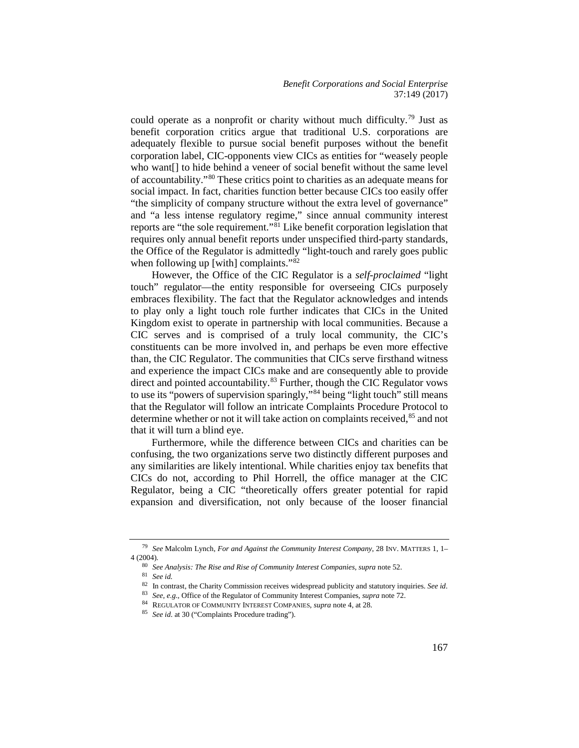could operate as a nonprofit or charity without much difficulty.[79] Just as benefit corporation critics argue that traditional U.S. corporations are adequately flexible to pursue social benefit purposes without the benefit corporation label, CIC-opponents view CICs as entities for "weasely people who want[] to hide behind a veneer of social benefit without the same level of accountability."[80] These critics point to charities as an adequate means for social impact. In fact, charities function better because CICs too easily offer "the simplicity of company structure without the extra level of governance" and "a less intense regulatory regime," since annual community interest reports are "the sole requirement."[81] Like benefit corporation legislation that requires only annual benefit reports under unspecified third-party standards, the Office of the Regulator is admittedly "light-touch and rarely goes public when following up [with] complaints."[82]

However, the Office of the CIC Regulator is a *self-proclaimed* "light touch" regulator—the entity responsible for overseeing CICs purposely embraces flexibility. The fact that the Regulator acknowledges and intends to play only a light touch role further indicates that CICs in the United Kingdom exist to operate in partnership with local communities. Because a CIC serves and is comprised of a truly local community, the CIC's constituents can be more involved in, and perhaps be even more effective than, the CIC Regulator. The communities that CICs serve firsthand witness and experience the impact CICs make and are consequently able to provide direct and pointed accountability.[83] Further, though the CIC Regulator vows to use its "powers of supervision sparingly,"[84] being "light touch" still means that the Regulator will follow an intricate Complaints Procedure Protocol to determine whether or not it will take action on complaints received,[85] and not that it will turn a blind eye.

Furthermore, while the difference between CICs and charities can be confusing, the two organizations serve two distinctly different purposes and any similarities are likely intentional. While charities enjoy tax benefits that CICs do not, according to Phil Horrell, the office manager at the CIC Regulator, being a CIC "theoretically offers greater potential for rapid expansion and diversification, not only because of the looser financial

---

[79] *See* Malcolm Lynch, *For and Against the Community Interest Company*, 28 INV. MATTERS 1, 1–4 (2004).

[80] *See Analysis: The Rise and Rise of Community Interest Companies, supra* note 52.

[81] *See id.*

[82] In contrast, the Charity Commission receives widespread publicity and statutory inquiries. *See id*.

[83] *See, e.g.*, Office of the Regulator of Community Interest Companies, *supra* note 72.

[84] REGULATOR OF COMMUNITY INTEREST COMPANIES, *supra* note 4, at 28.

[85] *See id.* at 30 ("Complaints Procedure trading").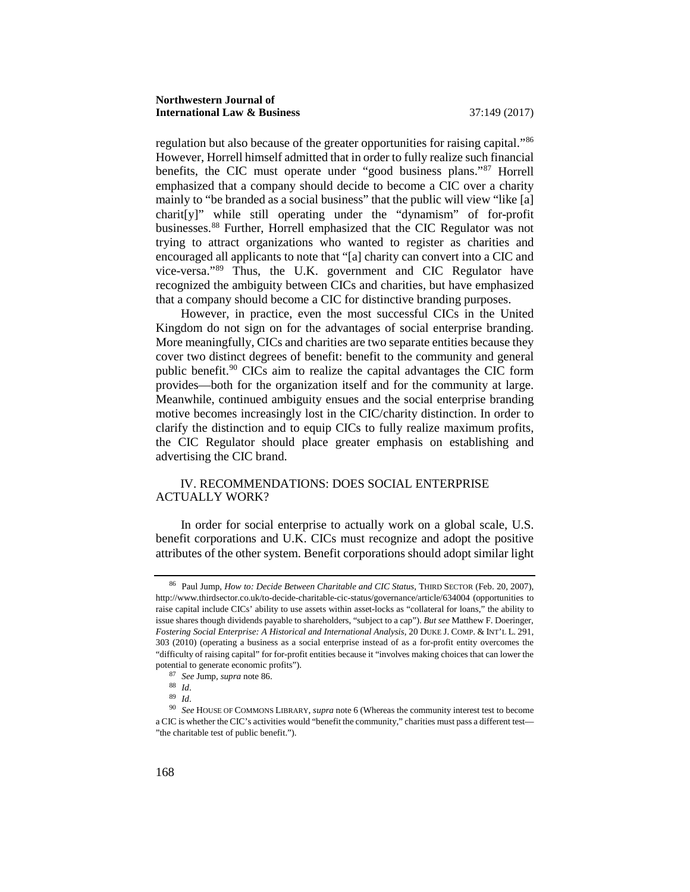regulation but also because of the greater opportunities for raising capital."[86] However, Horrell himself admitted that in order to fully realize such financial benefits, the CIC must operate under "good business plans."[87] Horrell emphasized that a company should decide to become a CIC over a charity mainly to "be branded as a social business" that the public will view "like [a] charit[y]" while still operating under the "dynamism" of for-profit businesses.[88] Further, Horrell emphasized that the CIC Regulator was not trying to attract organizations who wanted to register as charities and encouraged all applicants to note that "[a] charity can convert into a CIC and vice-versa."[89] Thus, the U.K. government and CIC Regulator have recognized the ambiguity between CICs and charities, but have emphasized that a company should become a CIC for distinctive branding purposes.

However, in practice, even the most successful CICs in the United Kingdom do not sign on for the advantages of social enterprise branding. More meaningfully, CICs and charities are two separate entities because they cover two distinct degrees of benefit: benefit to the community and general public benefit.[90] CICs aim to realize the capital advantages the CIC form provides—both for the organization itself and for the community at large. Meanwhile, continued ambiguity ensues and the social enterprise branding motive becomes increasingly lost in the CIC/charity distinction. In order to clarify the distinction and to equip CICs to fully realize maximum profits, the CIC Regulator should place greater emphasis on establishing and advertising the CIC brand.

## IV. RECOMMENDATIONS: DOES SOCIAL ENTERPRISE ACTUALLY WORK?

In order for social enterprise to actually work on a global scale, U.S. benefit corporations and U.K. CICs must recognize and adopt the positive attributes of the other system. Benefit corporations should adopt similar light

---

[86] Paul Jump, *How to: Decide Between Charitable and CIC Status*, THIRD SECTOR (Feb. 20, 2007), http://www.thirdsector.co.uk/to-decide-charitable-cic-status/governance/article/634004 (opportunities to raise capital include CICs' ability to use assets within asset-locks as "collateral for loans," the ability to issue shares though dividends payable to shareholders, "subject to a cap"). *But see* Matthew F. Doeringer, *Fostering Social Enterprise: A Historical and International Analysis*, 20 DUKE J. COMP. & INT'L L. 291, 303 (2010) (operating a business as a social enterprise instead of as a for-profit entity overcomes the "difficulty of raising capital" for for-profit entities because it "involves making choices that can lower the potential to generate economic profits").

[87] *See* Jump, *supra* note 86.

[88] *Id*.

[89] *Id*.

[90] *See* HOUSE OF COMMONS LIBRARY, *supra* note 6 (Whereas the community interest test to become a CIC is whether the CIC's activities would "benefit the community," charities must pass a different test—"the charitable test of public benefit.").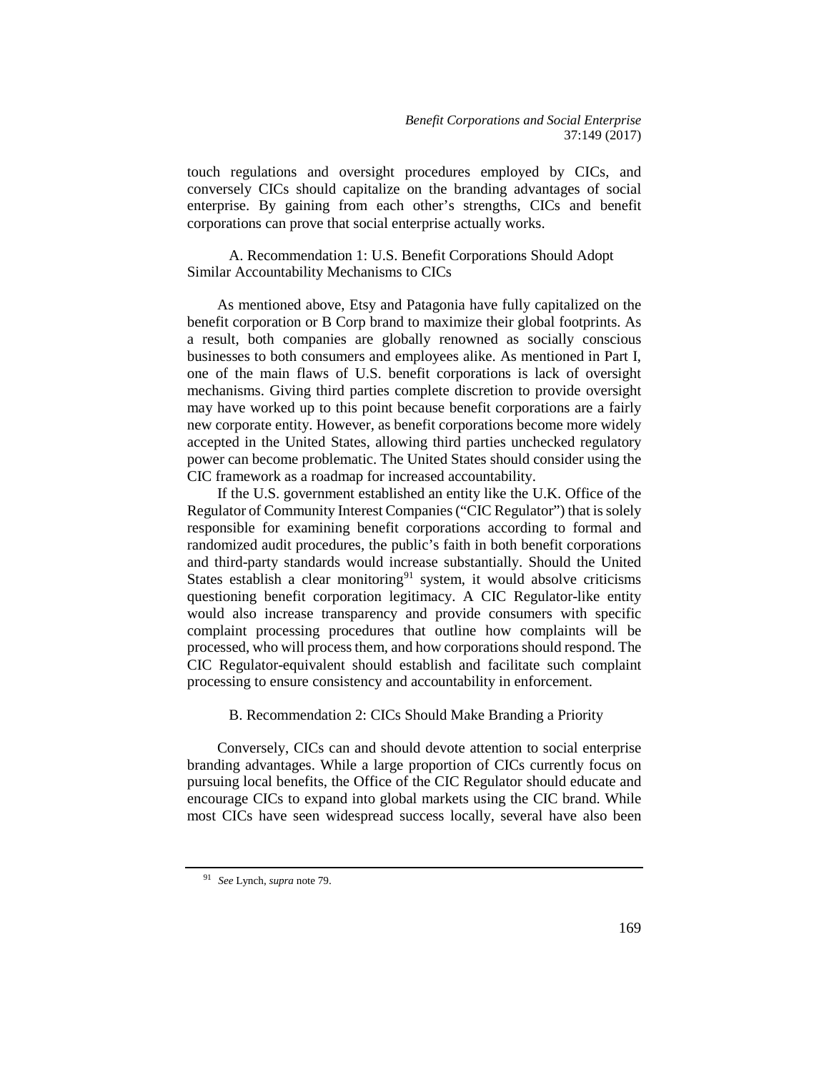touch regulations and oversight procedures employed by CICs, and conversely CICs should capitalize on the branding advantages of social enterprise. By gaining from each other's strengths, CICs and benefit corporations can prove that social enterprise actually works.

### A. Recommendation 1: U.S. Benefit Corporations Should Adopt Similar Accountability Mechanisms to CICs

As mentioned above, Etsy and Patagonia have fully capitalized on the benefit corporation or B Corp brand to maximize their global footprints. As a result, both companies are globally renowned as socially conscious businesses to both consumers and employees alike. As mentioned in Part I, one of the main flaws of U.S. benefit corporations is lack of oversight mechanisms. Giving third parties complete discretion to provide oversight may have worked up to this point because benefit corporations are a fairly new corporate entity. However, as benefit corporations become more widely accepted in the United States, allowing third parties unchecked regulatory power can become problematic. The United States should consider using the CIC framework as a roadmap for increased accountability.

If the U.S. government established an entity like the U.K. Office of the Regulator of Community Interest Companies ("CIC Regulator") that is solely responsible for examining benefit corporations according to formal and randomized audit procedures, the public's faith in both benefit corporations and third-party standards would increase substantially. Should the United States establish a clear monitoring[91] system, it would absolve criticisms questioning benefit corporation legitimacy. A CIC Regulator-like entity would also increase transparency and provide consumers with specific complaint processing procedures that outline how complaints will be processed, who will process them, and how corporations should respond. The CIC Regulator-equivalent should establish and facilitate such complaint processing to ensure consistency and accountability in enforcement.

### B. Recommendation 2: CICs Should Make Branding a Priority

Conversely, CICs can and should devote attention to social enterprise branding advantages. While a large proportion of CICs currently focus on pursuing local benefits, the Office of the CIC Regulator should educate and encourage CICs to expand into global markets using the CIC brand. While most CICs have seen widespread success locally, several have also been

---

[91] *See* Lynch, *supra* note 79.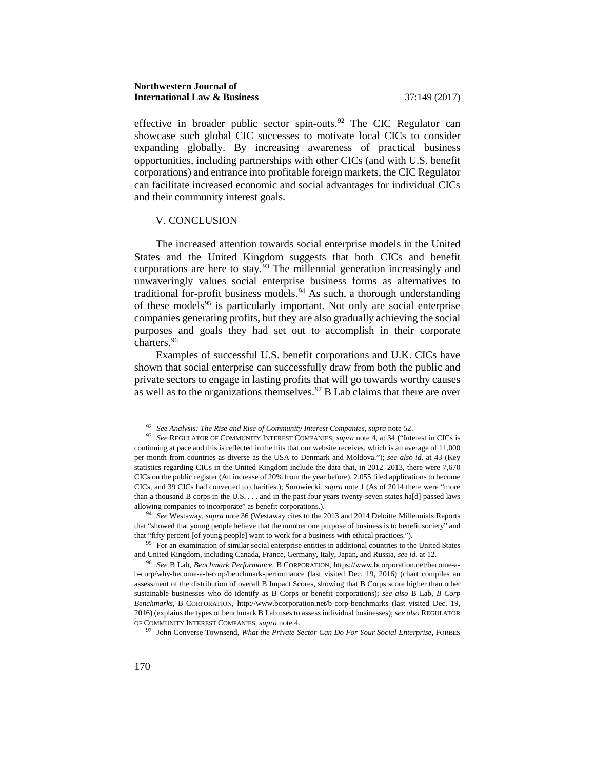effective in broader public sector spin-outs.[92] The CIC Regulator can showcase such global CIC successes to motivate local CICs to consider expanding globally. By increasing awareness of practical business opportunities, including partnerships with other CICs (and with U.S. benefit corporations) and entrance into profitable foreign markets, the CIC Regulator can facilitate increased economic and social advantages for individual CICs and their community interest goals.

## V. CONCLUSION

The increased attention towards social enterprise models in the United States and the United Kingdom suggests that both CICs and benefit corporations are here to stay.[93] The millennial generation increasingly and unwaveringly values social enterprise business forms as alternatives to traditional for-profit business models.[94] As such, a thorough understanding of these models[95] is particularly important. Not only are social enterprise companies generating profits, but they are also gradually achieving the social purposes and goals they had set out to accomplish in their corporate charters.[96]

Examples of successful U.S. benefit corporations and U.K. CICs have shown that social enterprise can successfully draw from both the public and private sectors to engage in lasting profits that will go towards worthy causes as well as to the organizations themselves.[97] B Lab claims that there are over

---

[92] *See Analysis: The Rise and Rise of Community Interest Companies*, *supra* note 52.

[93] *See* REGULATOR OF COMMUNITY INTEREST COMPANIES, *supra* note 4, at 34 ("Interest in CICs is continuing at pace and this is reflected in the hits that our website receives, which is an average of 11,000 per month from countries as diverse as the USA to Denmark and Moldova."); *see also id.* at 43 (Key statistics regarding CICs in the United Kingdom include the data that, in 2012–2013, there were 7,670 CICs on the public register (An increase of 20% from the year before), 2,055 filed applications to become CICs, and 39 CICs had converted to charities.); Surowiecki, *supra* note 1 (As of 2014 there were "more than a thousand B corps in the U.S. . . . and in the past four years twenty-seven states ha[d] passed laws allowing companies to incorporate" as benefit corporations.).

[94] *See* Westaway, *supra* note 36 (Westaway cites to the 2013 and 2014 Deloitte Millennials Reports that "showed that young people believe that the number one purpose of business is to benefit society" and that "fifty percent [of young people] want to work for a business with ethical practices.").

[95] For an examination of similar social enterprise entities in additional countries to the United States and United Kingdom, including Canada, France, Germany, Italy, Japan, and Russia, *see id.* at 12.

[96] *See* B Lab, *Benchmark Performance*, B CORPORATION, https://www.bcorporation.net/become-a-b-corp/why-become-a-b-corp/benchmark-performance (last visited Dec. 19, 2016) (chart compiles an assessment of the distribution of overall B Impact Scores, showing that B Corps score higher than other sustainable businesses who do identify as B Corps or benefit corporations); *see also* B Lab, *B Corp Benchmarks*, B CORPORATION, http://www.bcorporation.net/b-corp-benchmarks (last visited Dec. 19, 2016) (explains the types of benchmark B Lab uses to assess individual businesses); *see also* REGULATOR OF COMMUNITY INTEREST COMPANIES, *supra* note 4.

[97] John Converse Townsend, *What the Private Sector Can Do For Your Social Enterprise*, FORBES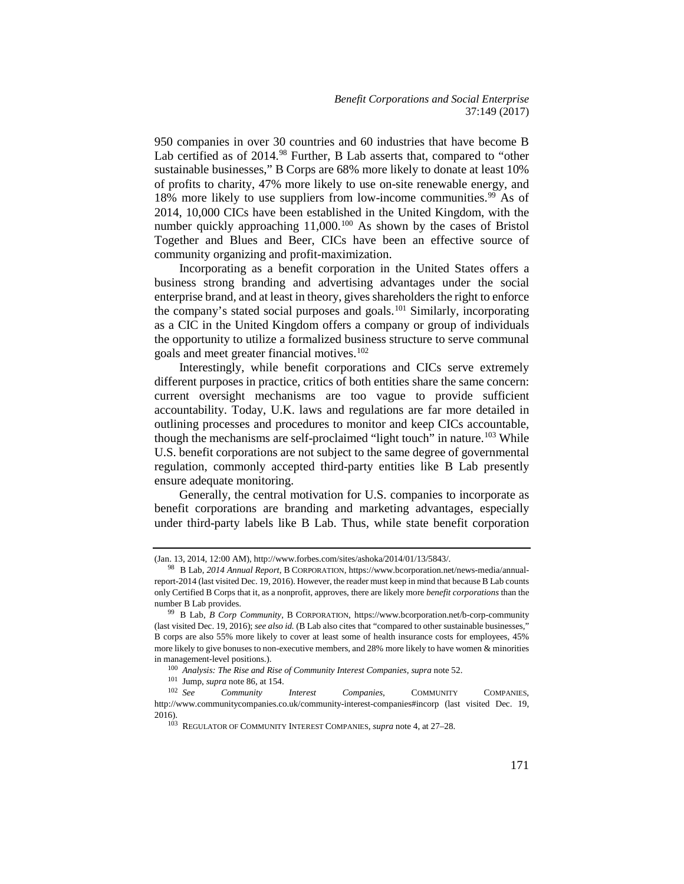950 companies in over 30 countries and 60 industries that have become B Lab certified as of 2014.[98] Further, B Lab asserts that, compared to "other sustainable businesses," B Corps are 68% more likely to donate at least 10% of profits to charity, 47% more likely to use on-site renewable energy, and 18% more likely to use suppliers from low-income communities.[99] As of 2014, 10,000 CICs have been established in the United Kingdom, with the number quickly approaching 11,000.[100] As shown by the cases of Bristol Together and Blues and Beer, CICs have been an effective source of community organizing and profit-maximization.

Incorporating as a benefit corporation in the United States offers a business strong branding and advertising advantages under the social enterprise brand, and at least in theory, gives shareholders the right to enforce the company's stated social purposes and goals.[101] Similarly, incorporating as a CIC in the United Kingdom offers a company or group of individuals the opportunity to utilize a formalized business structure to serve communal goals and meet greater financial motives.[102]

Interestingly, while benefit corporations and CICs serve extremely different purposes in practice, critics of both entities share the same concern: current oversight mechanisms are too vague to provide sufficient accountability. Today, U.K. laws and regulations are far more detailed in outlining processes and procedures to monitor and keep CICs accountable, though the mechanisms are self-proclaimed "light touch" in nature.[103] While U.S. benefit corporations are not subject to the same degree of governmental regulation, commonly accepted third-party entities like B Lab presently ensure adequate monitoring.

Generally, the central motivation for U.S. companies to incorporate as benefit corporations are branding and marketing advantages, especially under third-party labels like B Lab. Thus, while state benefit corporation

---

(Jan. 13, 2014, 12:00 AM), http://www.forbes.com/sites/ashoka/2014/01/13/5843/.

[98] B Lab, *2014 Annual Report*, B CORPORATION, https://www.bcorporation.net/news-media/annual-report-2014 (last visited Dec. 19, 2016). However, the reader must keep in mind that because B Lab counts only Certified B Corps that it, as a nonprofit, approves, there are likely more *benefit corporations* than the number B Lab provides.

[99] B Lab, *B Corp Community*, B CORPORATION, https://www.bcorporation.net/b-corp-community (last visited Dec. 19, 2016); *see also id.* (B Lab also cites that "compared to other sustainable businesses," B corps are also 55% more likely to cover at least some of health insurance costs for employees, 45% more likely to give bonuses to non-executive members, and 28% more likely to have women & minorities in management-level positions.).

[100] *Analysis: The Rise and Rise of Community Interest Companies*, *supra* note 52.

[101] Jump, *supra* note 86, at 154.

[102] *See Community Interest Companies*, COMMUNITY COMPANIES, http://www.communitycompanies.co.uk/community-interest-companies#incorp (last visited Dec. 19, 2016).

[103] REGULATOR OF COMMUNITY INTEREST COMPANIES, *supra* note 4, at 27–28.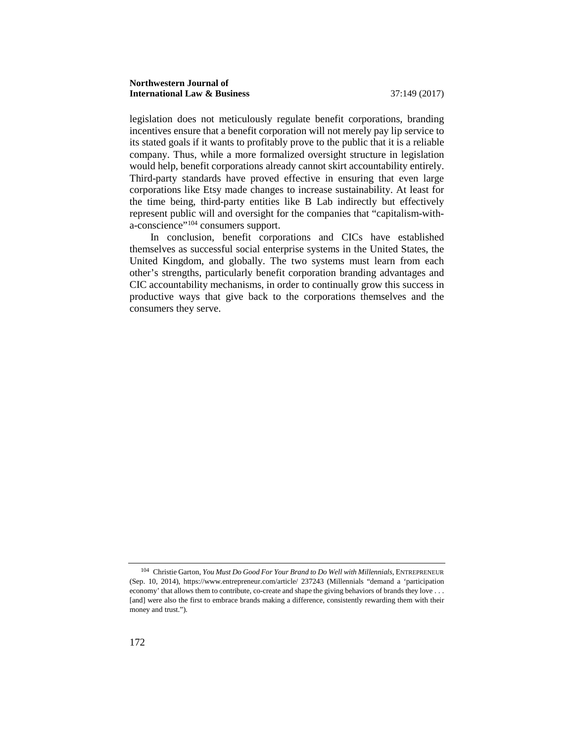legislation does not meticulously regulate benefit corporations, branding incentives ensure that a benefit corporation will not merely pay lip service to its stated goals if it wants to profitably prove to the public that it is a reliable company. Thus, while a more formalized oversight structure in legislation would help, benefit corporations already cannot skirt accountability entirely. Third-party standards have proved effective in ensuring that even large corporations like Etsy made changes to increase sustainability. At least for the time being, third-party entities like B Lab indirectly but effectively represent public will and oversight for the companies that "capitalism-with-a-conscience"[104] consumers support.

In conclusion, benefit corporations and CICs have established themselves as successful social enterprise systems in the United States, the United Kingdom, and globally. The two systems must learn from each other's strengths, particularly benefit corporation branding advantages and CIC accountability mechanisms, in order to continually grow this success in productive ways that give back to the corporations themselves and the consumers they serve.

---

[104] Christie Garton, *You Must Do Good For Your Brand to Do Well with Millennials*, ENTREPRENEUR (Sep. 10, 2014), https://www.entrepreneur.com/article/ 237243 (Millennials "demand a 'participation economy' that allows them to contribute, co-create and shape the giving behaviors of brands they love . . . [and] were also the first to embrace brands making a difference, consistently rewarding them with their money and trust.").